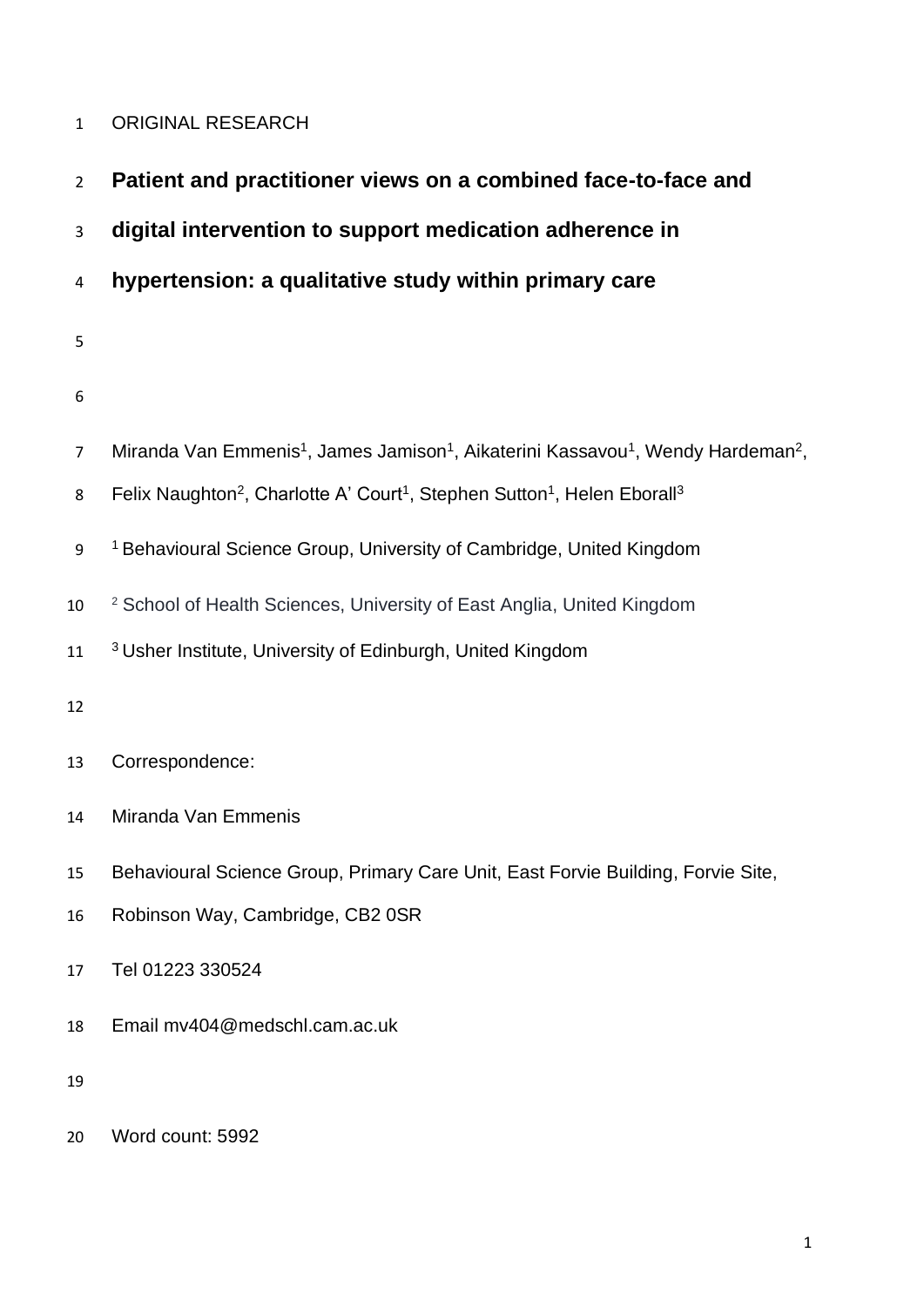ORIGINAL RESEARCH

# Patient and practitioner views on a combined face-to-face and digital intervention to support medication adherence in hypertension: a qualitative study within primary care

Miranda Van Emmenis[1], James Jamison[1], Aikaterini Kassavou[1], Wendy Hardeman[2], Felix Naughton[2], Charlotte A' Court[1], Stephen Sutton[1], Helen Eborall[3]

[1] Behavioural Science Group, University of Cambridge, United Kingdom

[2] School of Health Sciences, University of East Anglia, United Kingdom

[3] Usher Institute, University of Edinburgh, United Kingdom

Correspondence:

Miranda Van Emmenis

Behavioural Science Group, Primary Care Unit, East Forvie Building, Forvie Site, Robinson Way, Cambridge, CB2 0SR

Tel 01223 330524

Email mv404@medschl.cam.ac.uk

Word count: 5992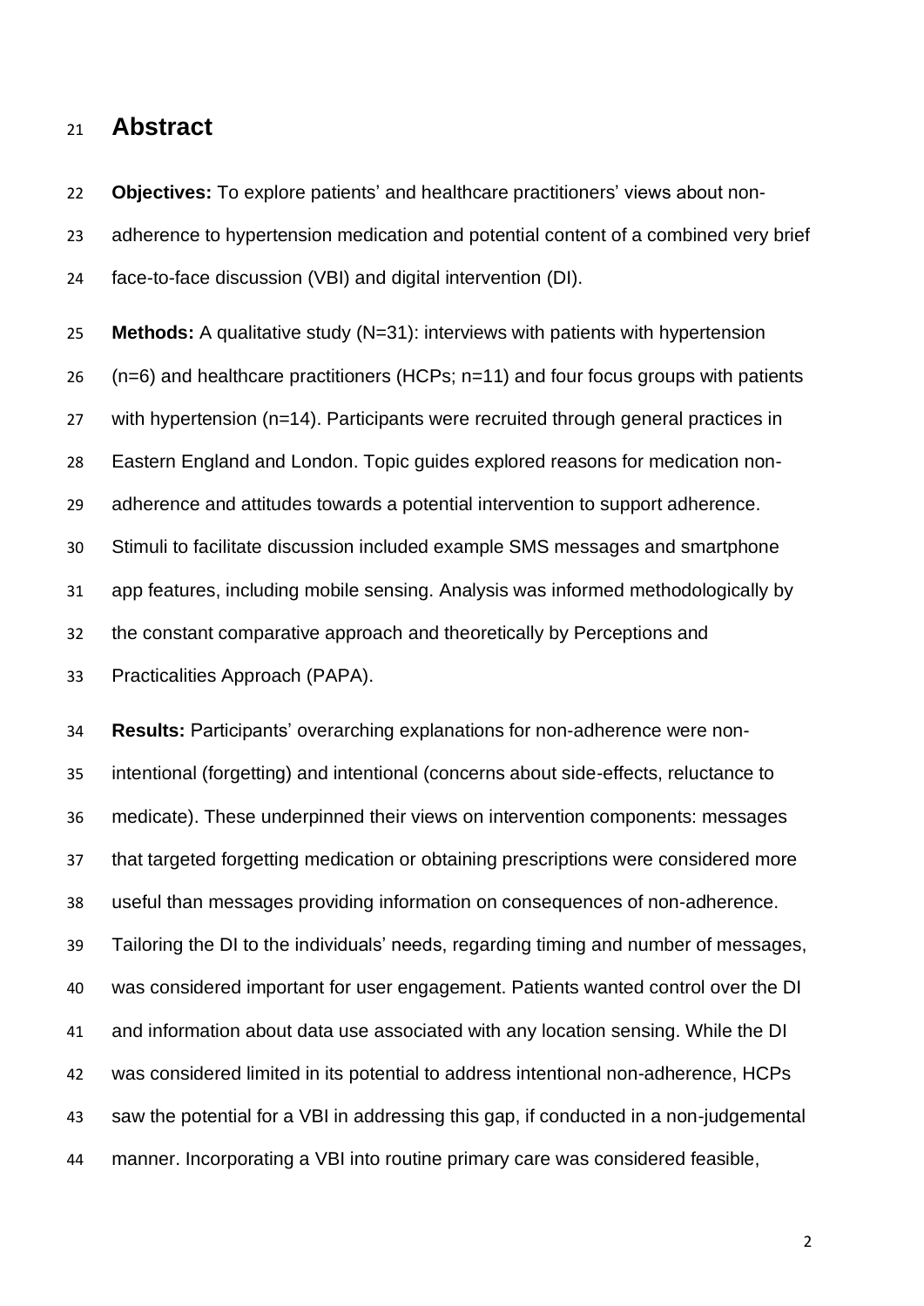## Abstract

**Objectives:** To explore patients' and healthcare practitioners' views about non-adherence to hypertension medication and potential content of a combined very brief face-to-face discussion (VBI) and digital intervention (DI).

**Methods:** A qualitative study (N=31): interviews with patients with hypertension (n=6) and healthcare practitioners (HCPs; n=11) and four focus groups with patients with hypertension (n=14). Participants were recruited through general practices in Eastern England and London. Topic guides explored reasons for medication non-adherence and attitudes towards a potential intervention to support adherence. Stimuli to facilitate discussion included example SMS messages and smartphone app features, including mobile sensing. Analysis was informed methodologically by the constant comparative approach and theoretically by Perceptions and Practicalities Approach (PAPA).

**Results:** Participants' overarching explanations for non-adherence were non-intentional (forgetting) and intentional (concerns about side-effects, reluctance to medicate). These underpinned their views on intervention components: messages that targeted forgetting medication or obtaining prescriptions were considered more useful than messages providing information on consequences of non-adherence. Tailoring the DI to the individuals' needs, regarding timing and number of messages, was considered important for user engagement. Patients wanted control over the DI and information about data use associated with any location sensing. While the DI was considered limited in its potential to address intentional non-adherence, HCPs saw the potential for a VBI in addressing this gap, if conducted in a non-judgemental manner. Incorporating a VBI into routine primary care was considered feasible,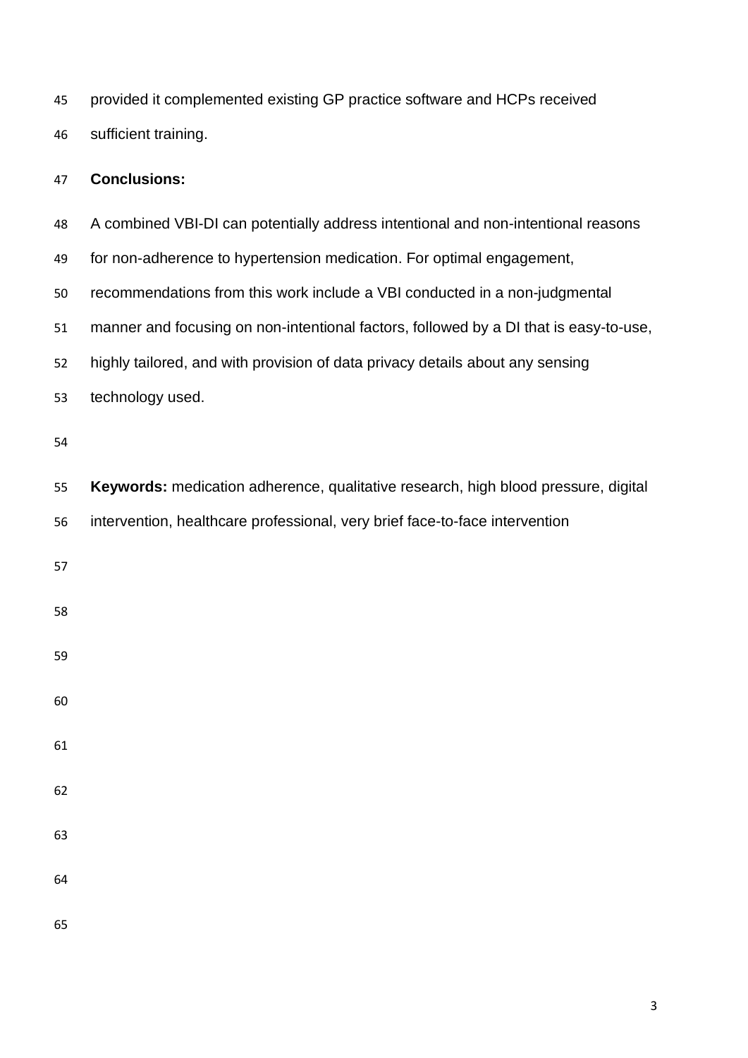provided it complemented existing GP practice software and HCPs received sufficient training.

**Conclusions:**

A combined VBI-DI can potentially address intentional and non-intentional reasons for non-adherence to hypertension medication. For optimal engagement, recommendations from this work include a VBI conducted in a non-judgmental manner and focusing on non-intentional factors, followed by a DI that is easy-to-use, highly tailored, and with provision of data privacy details about any sensing technology used.

**Keywords:** medication adherence, qualitative research, high blood pressure, digital intervention, healthcare professional, very brief face-to-face intervention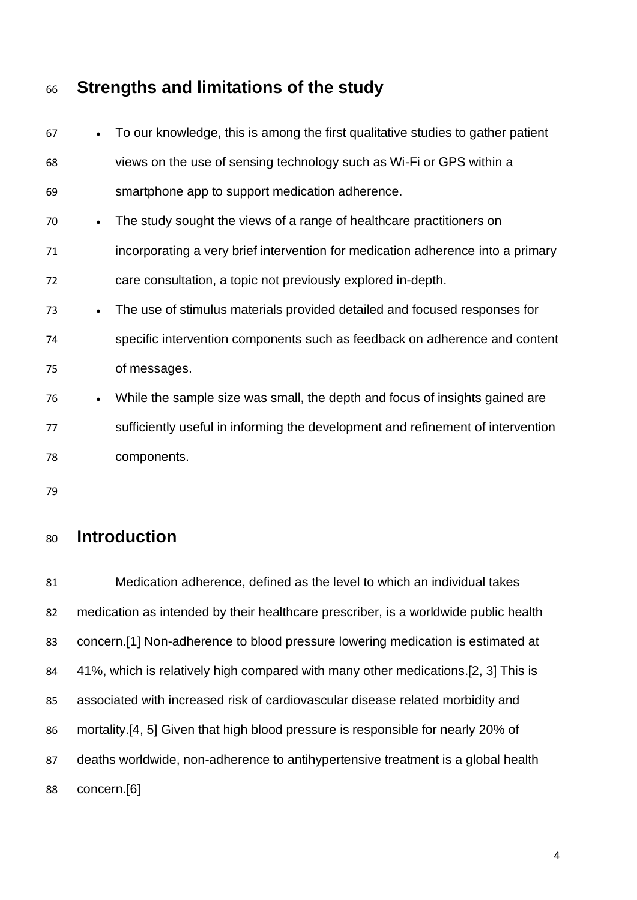## Strengths and limitations of the study

- To our knowledge, this is among the first qualitative studies to gather patient views on the use of sensing technology such as Wi-Fi or GPS within a smartphone app to support medication adherence.
- The study sought the views of a range of healthcare practitioners on incorporating a very brief intervention for medication adherence into a primary care consultation, a topic not previously explored in-depth.
- The use of stimulus materials provided detailed and focused responses for specific intervention components such as feedback on adherence and content of messages.
- While the sample size was small, the depth and focus of insights gained are sufficiently useful in informing the development and refinement of intervention components.

## Introduction

Medication adherence, defined as the level to which an individual takes medication as intended by their healthcare prescriber, is a worldwide public health concern.[1] Non-adherence to blood pressure lowering medication is estimated at 41%, which is relatively high compared with many other medications.[2, 3] This is associated with increased risk of cardiovascular disease related morbidity and mortality.[4, 5] Given that high blood pressure is responsible for nearly 20% of deaths worldwide, non-adherence to antihypertensive treatment is a global health concern.[6]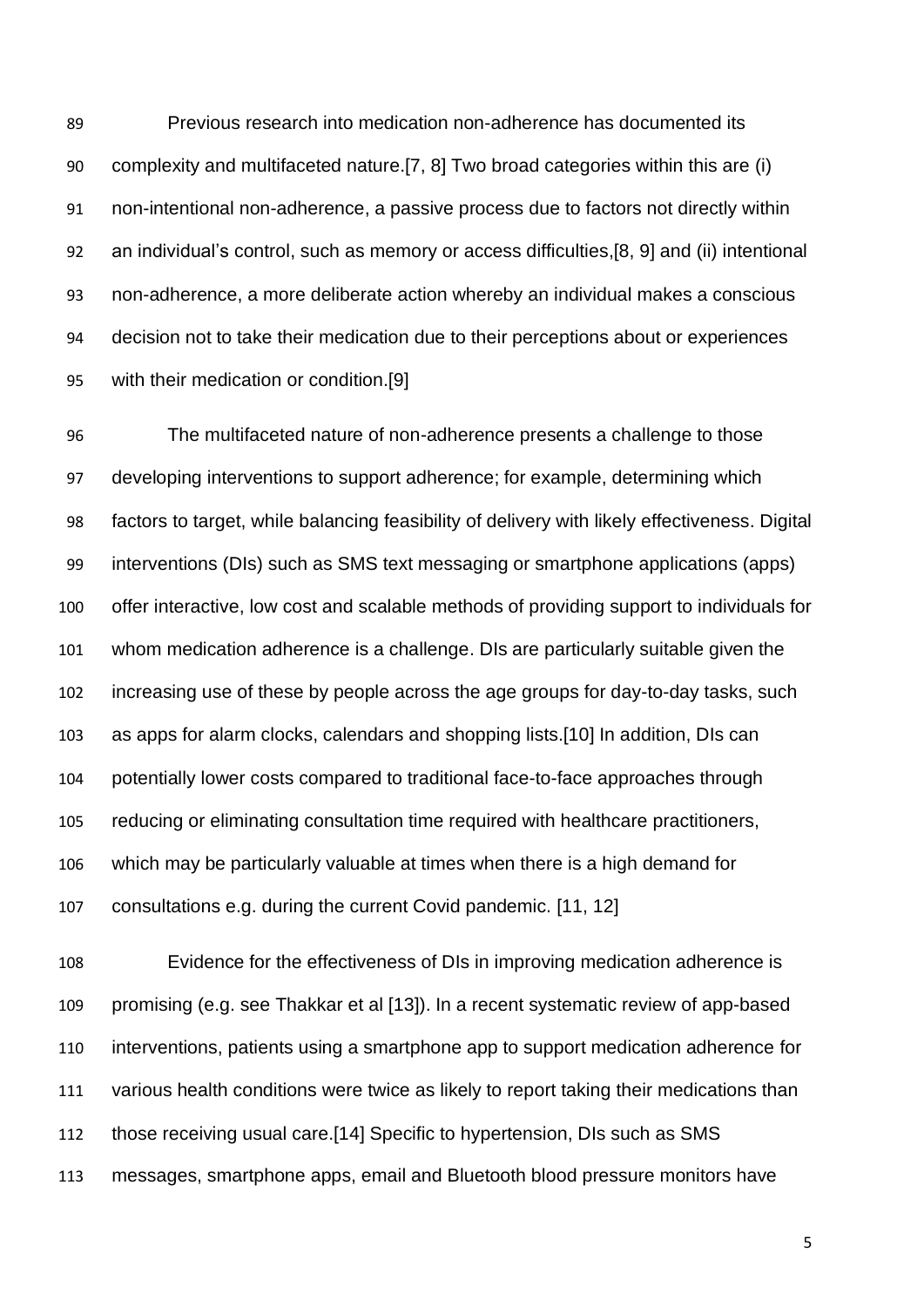Previous research into medication non-adherence has documented its complexity and multifaceted nature.[7, 8] Two broad categories within this are (i) non-intentional non-adherence, a passive process due to factors not directly within an individual's control, such as memory or access difficulties,[8, 9] and (ii) intentional non-adherence, a more deliberate action whereby an individual makes a conscious decision not to take their medication due to their perceptions about or experiences with their medication or condition.[9]

The multifaceted nature of non-adherence presents a challenge to those developing interventions to support adherence; for example, determining which factors to target, while balancing feasibility of delivery with likely effectiveness. Digital interventions (DIs) such as SMS text messaging or smartphone applications (apps) offer interactive, low cost and scalable methods of providing support to individuals for whom medication adherence is a challenge. DIs are particularly suitable given the increasing use of these by people across the age groups for day-to-day tasks, such as apps for alarm clocks, calendars and shopping lists.[10] In addition, DIs can potentially lower costs compared to traditional face-to-face approaches through reducing or eliminating consultation time required with healthcare practitioners, which may be particularly valuable at times when there is a high demand for consultations e.g. during the current Covid pandemic. [11, 12]

Evidence for the effectiveness of DIs in improving medication adherence is promising (e.g. see Thakkar et al [13]). In a recent systematic review of app-based interventions, patients using a smartphone app to support medication adherence for various health conditions were twice as likely to report taking their medications than those receiving usual care.[14] Specific to hypertension, DIs such as SMS messages, smartphone apps, email and Bluetooth blood pressure monitors have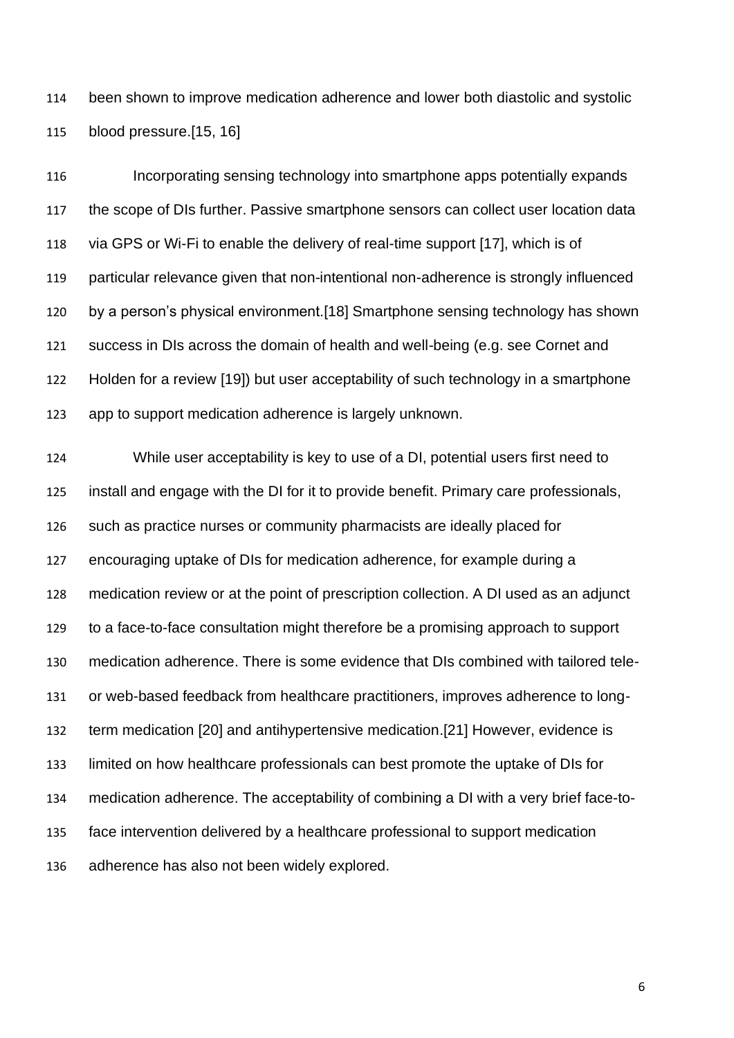been shown to improve medication adherence and lower both diastolic and systolic blood pressure.[15, 16]

Incorporating sensing technology into smartphone apps potentially expands the scope of DIs further. Passive smartphone sensors can collect user location data via GPS or Wi-Fi to enable the delivery of real-time support [17], which is of particular relevance given that non-intentional non-adherence is strongly influenced by a person's physical environment.[18] Smartphone sensing technology has shown success in DIs across the domain of health and well-being (e.g. see Cornet and Holden for a review [19]) but user acceptability of such technology in a smartphone app to support medication adherence is largely unknown.

While user acceptability is key to use of a DI, potential users first need to install and engage with the DI for it to provide benefit. Primary care professionals, such as practice nurses or community pharmacists are ideally placed for encouraging uptake of DIs for medication adherence, for example during a medication review or at the point of prescription collection. A DI used as an adjunct to a face-to-face consultation might therefore be a promising approach to support medication adherence. There is some evidence that DIs combined with tailored tele- or web-based feedback from healthcare practitioners, improves adherence to long-term medication [20] and antihypertensive medication.[21] However, evidence is limited on how healthcare professionals can best promote the uptake of DIs for medication adherence. The acceptability of combining a DI with a very brief face-to-face intervention delivered by a healthcare professional to support medication adherence has also not been widely explored.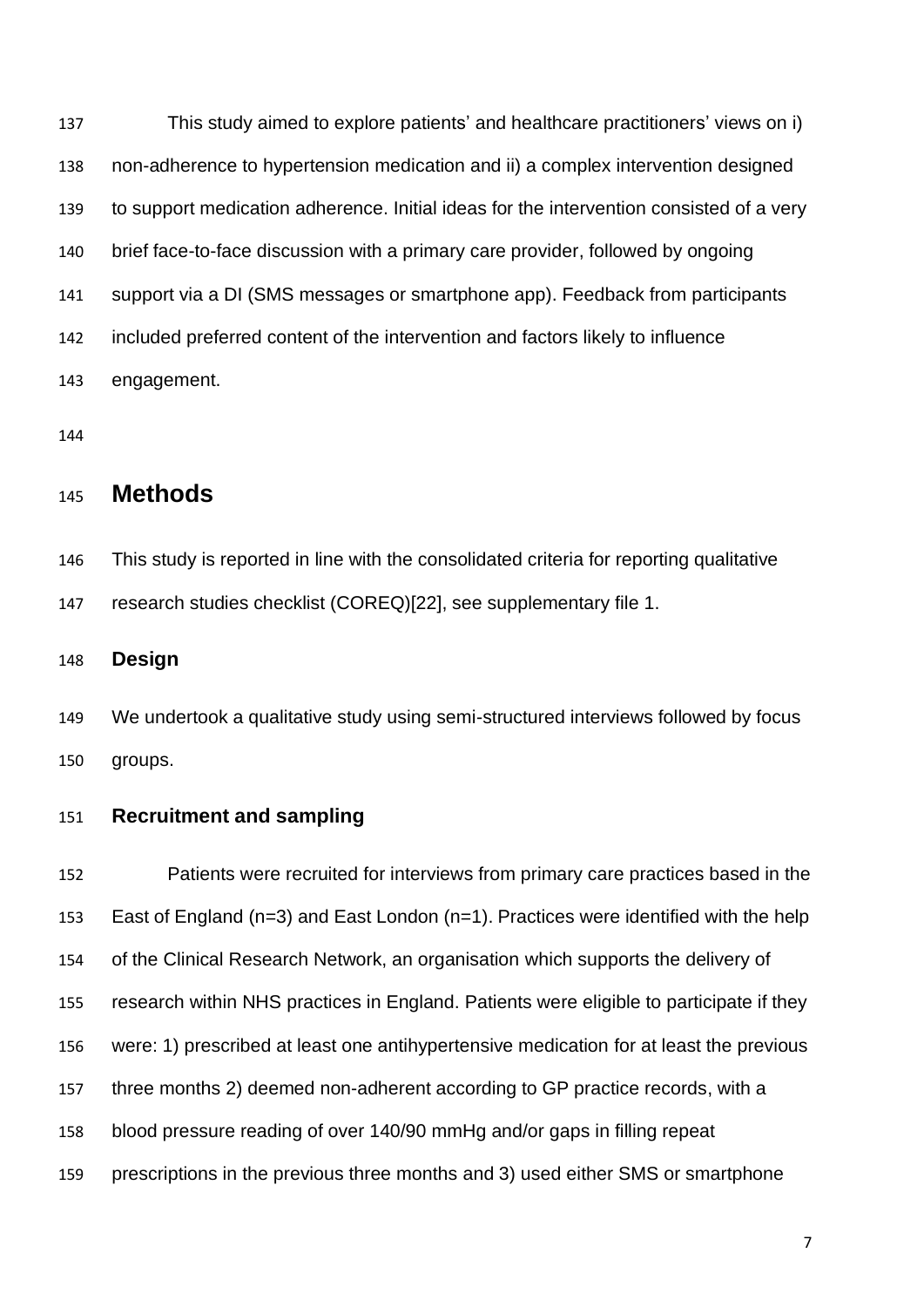This study aimed to explore patients' and healthcare practitioners' views on i) non-adherence to hypertension medication and ii) a complex intervention designed to support medication adherence. Initial ideas for the intervention consisted of a very brief face-to-face discussion with a primary care provider, followed by ongoing support via a DI (SMS messages or smartphone app). Feedback from participants included preferred content of the intervention and factors likely to influence engagement.

## Methods

This study is reported in line with the consolidated criteria for reporting qualitative research studies checklist (COREQ)[22], see supplementary file 1.

### Design

We undertook a qualitative study using semi-structured interviews followed by focus groups.

### Recruitment and sampling

Patients were recruited for interviews from primary care practices based in the East of England (n=3) and East London (n=1). Practices were identified with the help of the Clinical Research Network, an organisation which supports the delivery of research within NHS practices in England. Patients were eligible to participate if they were: 1) prescribed at least one antihypertensive medication for at least the previous three months 2) deemed non-adherent according to GP practice records, with a blood pressure reading of over 140/90 mmHg and/or gaps in filling repeat prescriptions in the previous three months and 3) used either SMS or smartphone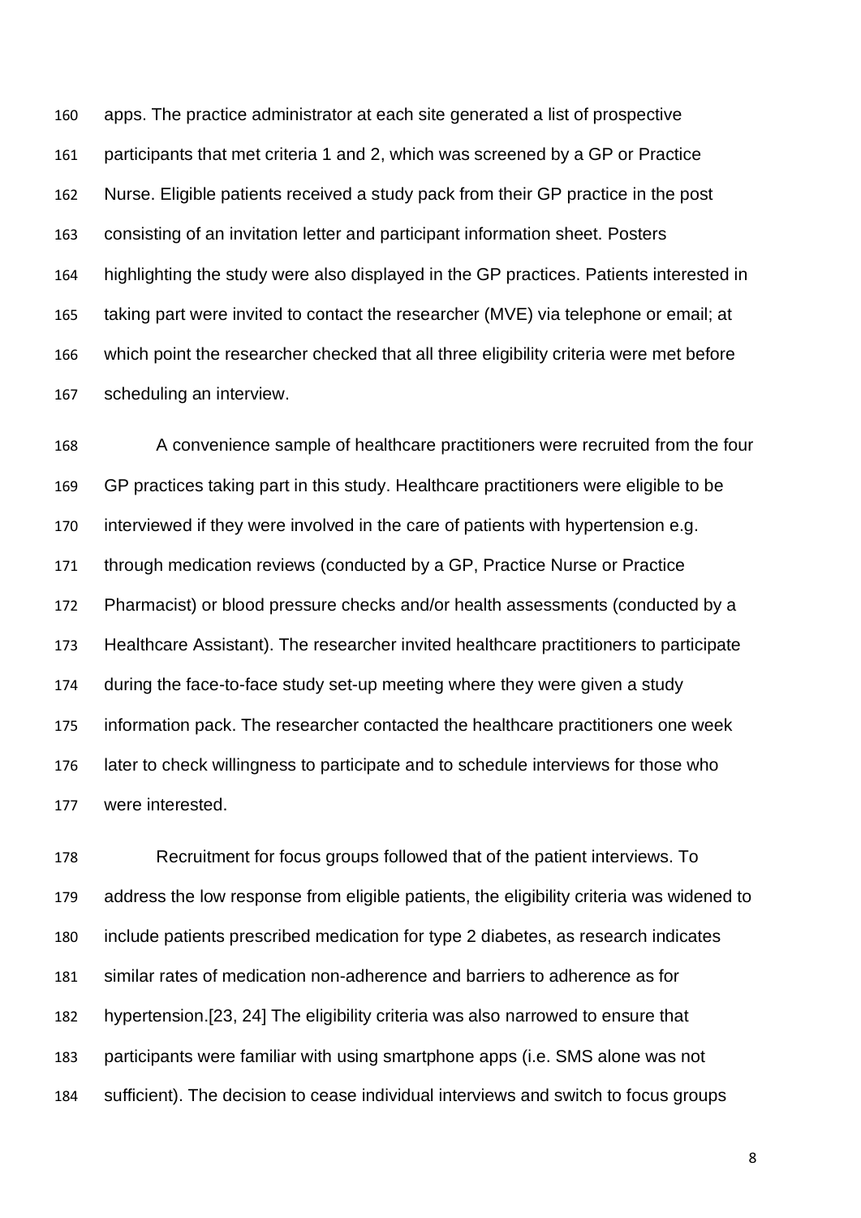apps. The practice administrator at each site generated a list of prospective participants that met criteria 1 and 2, which was screened by a GP or Practice Nurse. Eligible patients received a study pack from their GP practice in the post consisting of an invitation letter and participant information sheet. Posters highlighting the study were also displayed in the GP practices. Patients interested in taking part were invited to contact the researcher (MVE) via telephone or email; at which point the researcher checked that all three eligibility criteria were met before scheduling an interview.

A convenience sample of healthcare practitioners were recruited from the four GP practices taking part in this study. Healthcare practitioners were eligible to be interviewed if they were involved in the care of patients with hypertension e.g. through medication reviews (conducted by a GP, Practice Nurse or Practice Pharmacist) or blood pressure checks and/or health assessments (conducted by a Healthcare Assistant). The researcher invited healthcare practitioners to participate during the face-to-face study set-up meeting where they were given a study information pack. The researcher contacted the healthcare practitioners one week later to check willingness to participate and to schedule interviews for those who were interested.

Recruitment for focus groups followed that of the patient interviews. To address the low response from eligible patients, the eligibility criteria was widened to include patients prescribed medication for type 2 diabetes, as research indicates similar rates of medication non-adherence and barriers to adherence as for hypertension.[23, 24] The eligibility criteria was also narrowed to ensure that participants were familiar with using smartphone apps (i.e. SMS alone was not sufficient). The decision to cease individual interviews and switch to focus groups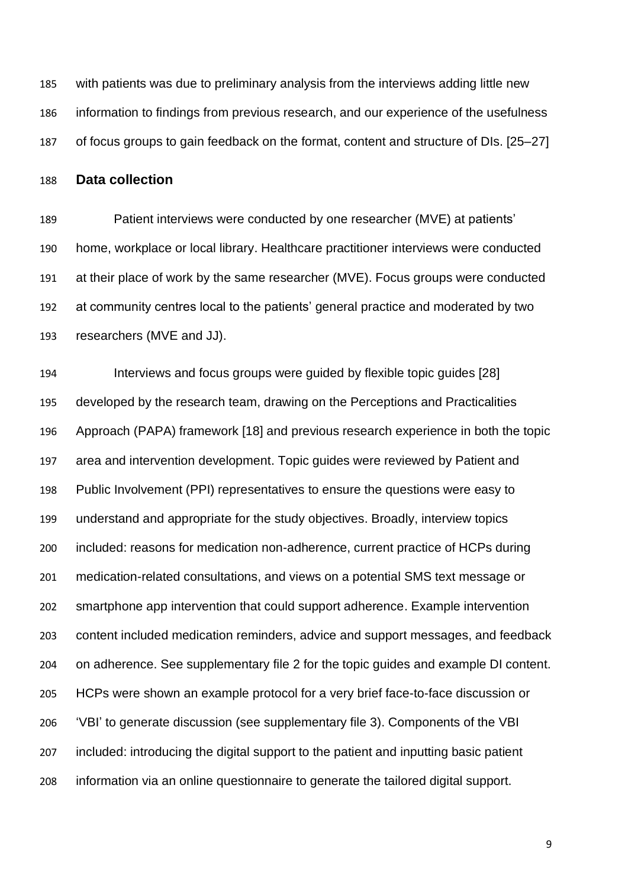with patients was due to preliminary analysis from the interviews adding little new information to findings from previous research, and our experience of the usefulness of focus groups to gain feedback on the format, content and structure of DIs. [25–27]

## Data collection

Patient interviews were conducted by one researcher (MVE) at patients' home, workplace or local library. Healthcare practitioner interviews were conducted at their place of work by the same researcher (MVE). Focus groups were conducted at community centres local to the patients' general practice and moderated by two researchers (MVE and JJ).

Interviews and focus groups were guided by flexible topic guides [28] developed by the research team, drawing on the Perceptions and Practicalities Approach (PAPA) framework [18] and previous research experience in both the topic area and intervention development. Topic guides were reviewed by Patient and Public Involvement (PPI) representatives to ensure the questions were easy to understand and appropriate for the study objectives. Broadly, interview topics included: reasons for medication non-adherence, current practice of HCPs during medication-related consultations, and views on a potential SMS text message or smartphone app intervention that could support adherence. Example intervention content included medication reminders, advice and support messages, and feedback on adherence. See supplementary file 2 for the topic guides and example DI content. HCPs were shown an example protocol for a very brief face-to-face discussion or 'VBI' to generate discussion (see supplementary file 3). Components of the VBI included: introducing the digital support to the patient and inputting basic patient information via an online questionnaire to generate the tailored digital support.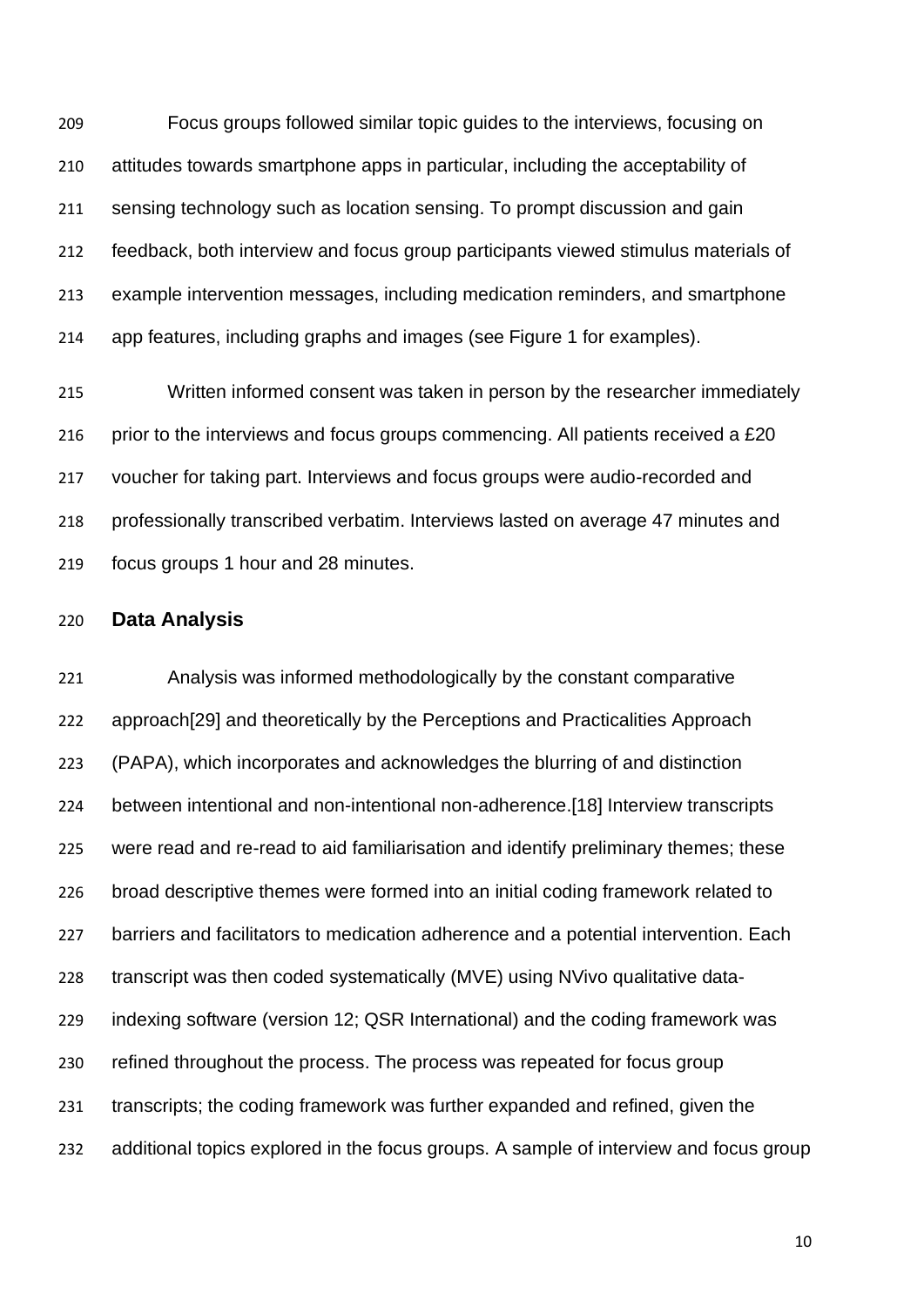Focus groups followed similar topic guides to the interviews, focusing on attitudes towards smartphone apps in particular, including the acceptability of sensing technology such as location sensing. To prompt discussion and gain feedback, both interview and focus group participants viewed stimulus materials of example intervention messages, including medication reminders, and smartphone app features, including graphs and images (see Figure 1 for examples).

Written informed consent was taken in person by the researcher immediately prior to the interviews and focus groups commencing. All patients received a £20 voucher for taking part. Interviews and focus groups were audio-recorded and professionally transcribed verbatim. Interviews lasted on average 47 minutes and focus groups 1 hour and 28 minutes.

## Data Analysis

Analysis was informed methodologically by the constant comparative approach[29] and theoretically by the Perceptions and Practicalities Approach (PAPA), which incorporates and acknowledges the blurring of and distinction between intentional and non-intentional non-adherence.[18] Interview transcripts were read and re-read to aid familiarisation and identify preliminary themes; these broad descriptive themes were formed into an initial coding framework related to barriers and facilitators to medication adherence and a potential intervention. Each transcript was then coded systematically (MVE) using NVivo qualitative data-indexing software (version 12; QSR International) and the coding framework was refined throughout the process. The process was repeated for focus group transcripts; the coding framework was further expanded and refined, given the additional topics explored in the focus groups. A sample of interview and focus group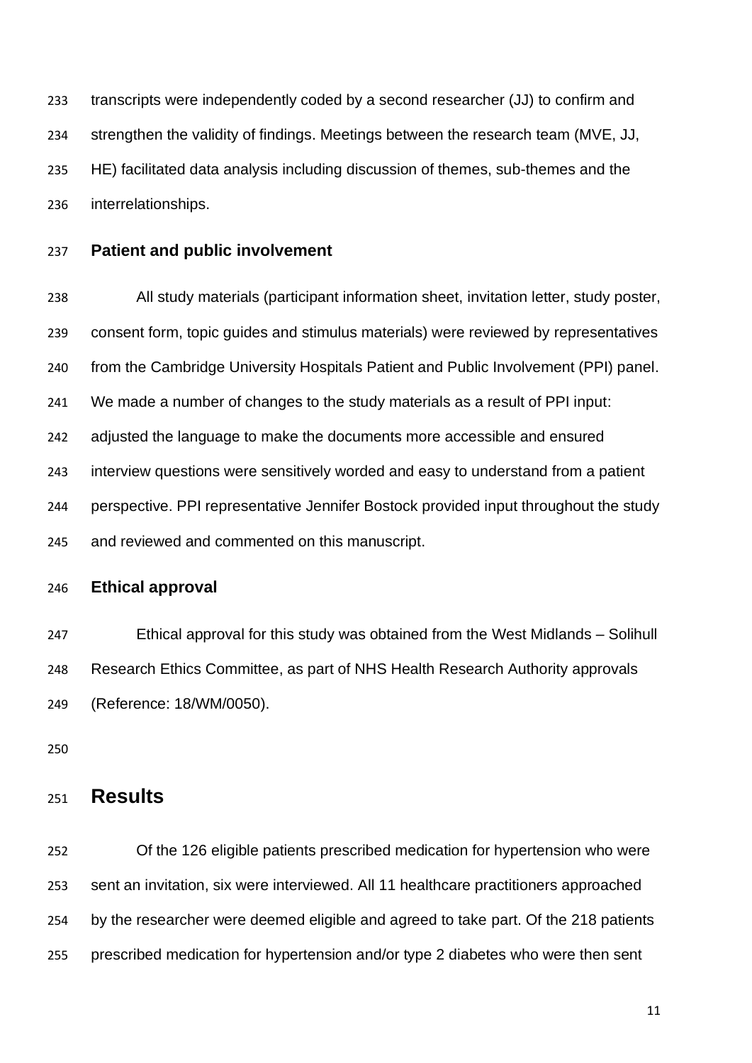transcripts were independently coded by a second researcher (JJ) to confirm and strengthen the validity of findings. Meetings between the research team (MVE, JJ, HE) facilitated data analysis including discussion of themes, sub-themes and the interrelationships.

### Patient and public involvement

All study materials (participant information sheet, invitation letter, study poster, consent form, topic guides and stimulus materials) were reviewed by representatives from the Cambridge University Hospitals Patient and Public Involvement (PPI) panel. We made a number of changes to the study materials as a result of PPI input: adjusted the language to make the documents more accessible and ensured interview questions were sensitively worded and easy to understand from a patient perspective. PPI representative Jennifer Bostock provided input throughout the study and reviewed and commented on this manuscript.

### Ethical approval

Ethical approval for this study was obtained from the West Midlands – Solihull Research Ethics Committee, as part of NHS Health Research Authority approvals (Reference: 18/WM/0050).

## Results

Of the 126 eligible patients prescribed medication for hypertension who were sent an invitation, six were interviewed. All 11 healthcare practitioners approached by the researcher were deemed eligible and agreed to take part. Of the 218 patients prescribed medication for hypertension and/or type 2 diabetes who were then sent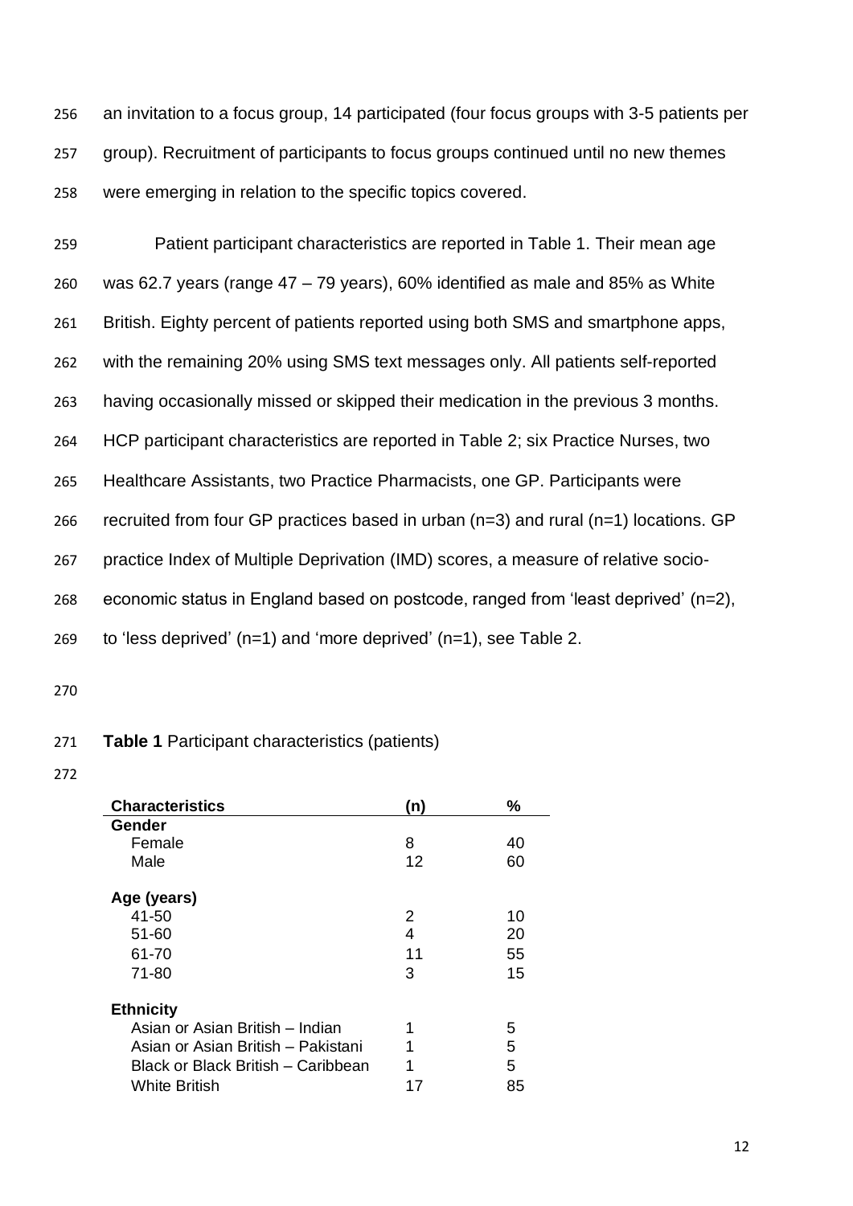an invitation to a focus group, 14 participated (four focus groups with 3-5 patients per group). Recruitment of participants to focus groups continued until no new themes were emerging in relation to the specific topics covered.

Patient participant characteristics are reported in Table 1. Their mean age was 62.7 years (range 47 – 79 years), 60% identified as male and 85% as White British. Eighty percent of patients reported using both SMS and smartphone apps, with the remaining 20% using SMS text messages only. All patients self-reported having occasionally missed or skipped their medication in the previous 3 months. HCP participant characteristics are reported in Table 2; six Practice Nurses, two Healthcare Assistants, two Practice Pharmacists, one GP. Participants were recruited from four GP practices based in urban (n=3) and rural (n=1) locations. GP practice Index of Multiple Deprivation (IMD) scores, a measure of relative socio-economic status in England based on postcode, ranged from 'least deprived' (n=2), to 'less deprived' (n=1) and 'more deprived' (n=1), see Table 2.

**Table 1** Participant characteristics (patients)

| Characteristics | (n) | % |
|---|---|---|
| **Gender** | | |
| Female | 8 | 40 |
| Male | 12 | 60 |
| **Age (years)** | | |
| 41-50 | 2 | 10 |
| 51-60 | 4 | 20 |
| 61-70 | 11 | 55 |
| 71-80 | 3 | 15 |
| **Ethnicity** | | |
| Asian or Asian British – Indian | 1 | 5 |
| Asian or Asian British – Pakistani | 1 | 5 |
| Black or Black British – Caribbean | 1 | 5 |
| White British | 17 | 85 |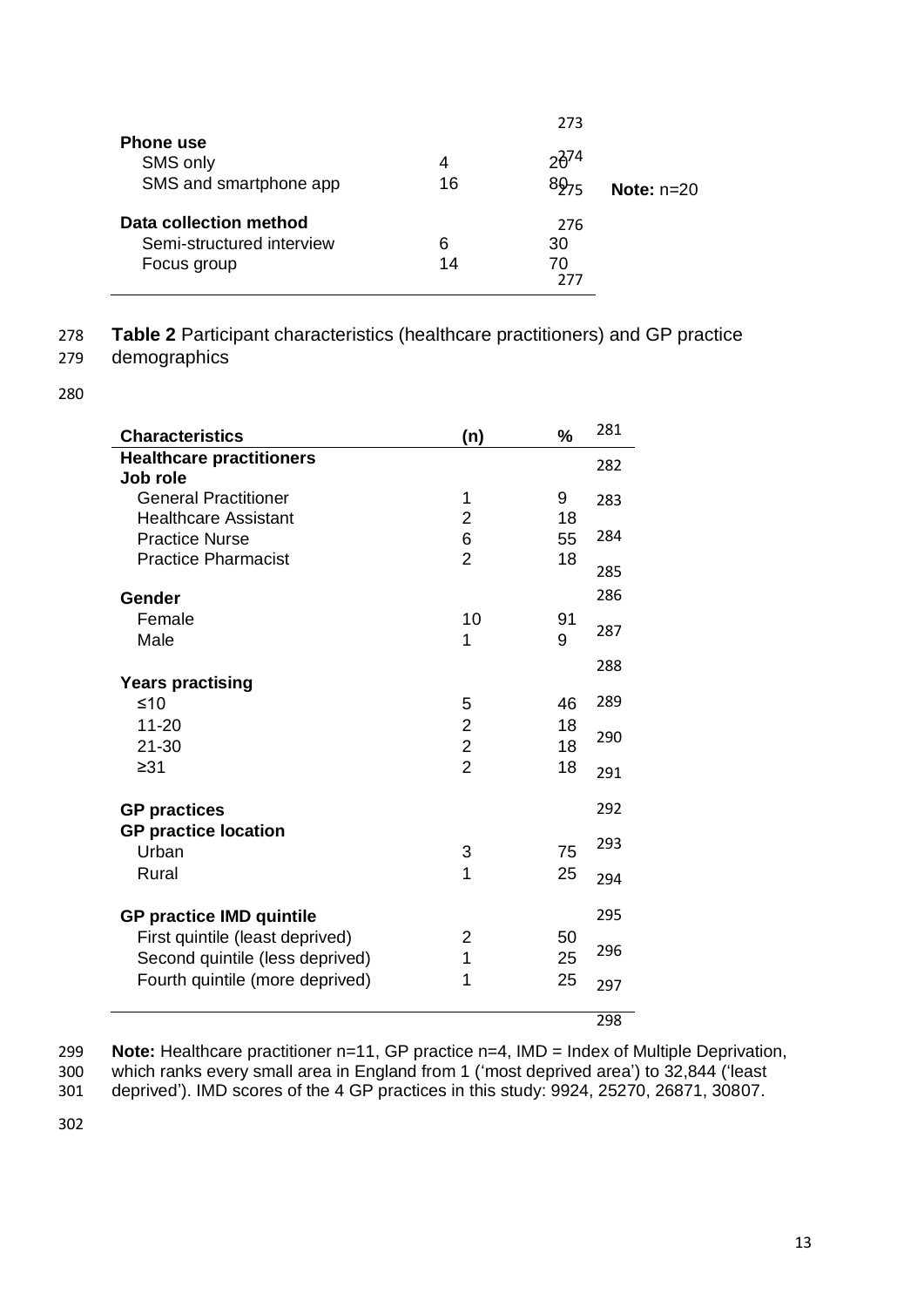| | | |
|---|---|---|
| **Phone use** | | |
| SMS only | 4 | 20 |
| SMS and smartphone app | 16 | 80 |
| **Data collection method** | | |
| Semi-structured interview | 6 | 30 |
| Focus group | 14 | 70 |

**Note:** n=20

**Table 2** Participant characteristics (healthcare practitioners) and GP practice demographics

| **Characteristics** | **(n)** | **%** |
|---|---|---|
| **Healthcare practitioners** | | |
| **Job role** | | |
| General Practitioner | 1 | 9 |
| Healthcare Assistant | 2 | 18 |
| Practice Nurse | 6 | 55 |
| Practice Pharmacist | 2 | 18 |
| **Gender** | | |
| Female | 10 | 91 |
| Male | 1 | 9 |
| **Years practising** | | |
| ≤10 | 5 | 46 |
| 11-20 | 2 | 18 |
| 21-30 | 2 | 18 |
| ≥31 | 2 | 18 |
| **GP practices** | | |
| **GP practice location** | | |
| Urban | 3 | 75 |
| Rural | 1 | 25 |
| **GP practice IMD quintile** | | |
| First quintile (least deprived) | 2 | 50 |
| Second quintile (less deprived) | 1 | 25 |
| Fourth quintile (more deprived) | 1 | 25 |

**Note:** Healthcare practitioner n=11, GP practice n=4, IMD = Index of Multiple Deprivation, which ranks every small area in England from 1 ('most deprived area') to 32,844 ('least deprived'). IMD scores of the 4 GP practices in this study: 9924, 25270, 26871, 30807.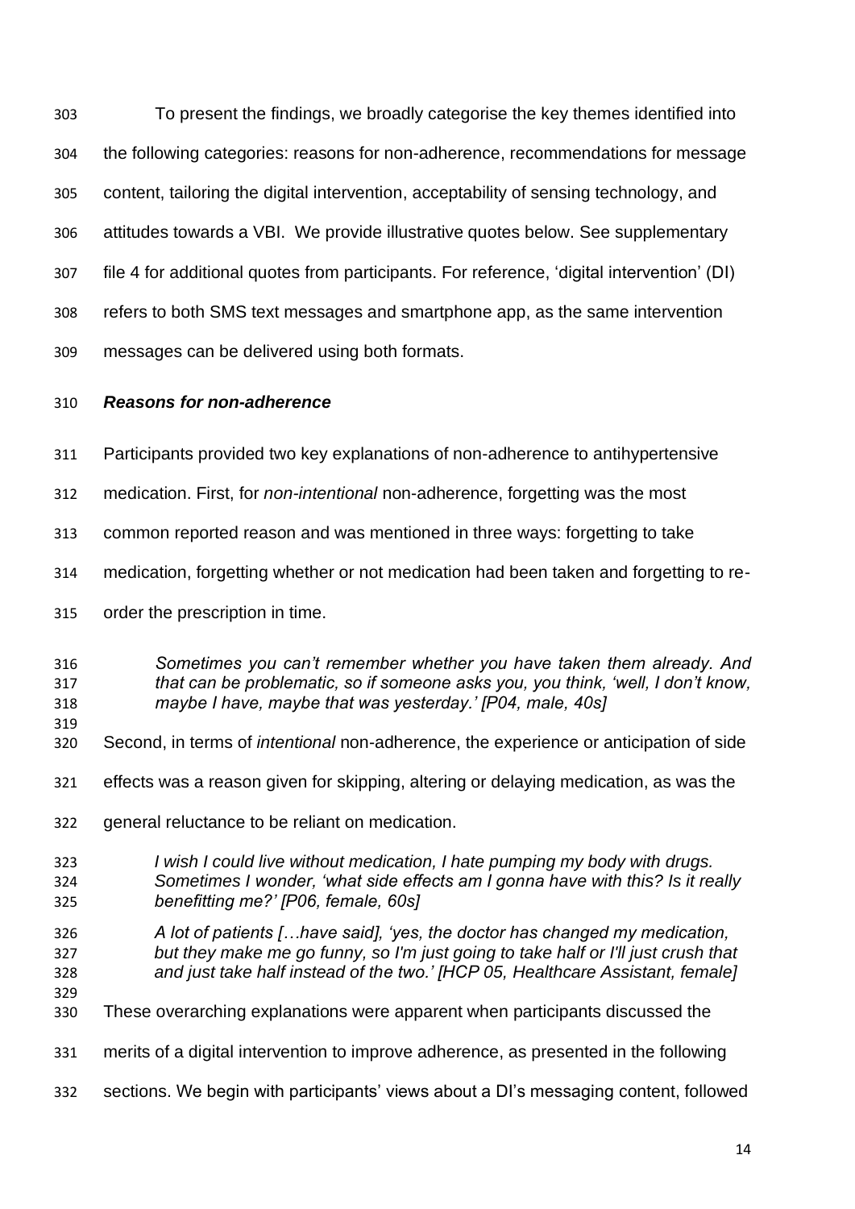To present the findings, we broadly categorise the key themes identified into the following categories: reasons for non-adherence, recommendations for message content, tailoring the digital intervention, acceptability of sensing technology, and attitudes towards a VBI. We provide illustrative quotes below. See supplementary file 4 for additional quotes from participants. For reference, 'digital intervention' (DI) refers to both SMS text messages and smartphone app, as the same intervention messages can be delivered using both formats.

### ***Reasons for non-adherence***

Participants provided two key explanations of non-adherence to antihypertensive medication. First, for *non-intentional* non-adherence, forgetting was the most common reported reason and was mentioned in three ways: forgetting to take medication, forgetting whether or not medication had been taken and forgetting to re-order the prescription in time.

> *Sometimes you can't remember whether you have taken them already. And that can be problematic, so if someone asks you, you think, 'well, I don't know, maybe I have, maybe that was yesterday.' [P04, male, 40s]*

Second, in terms of *intentional* non-adherence, the experience or anticipation of side effects was a reason given for skipping, altering or delaying medication, as was the general reluctance to be reliant on medication.

> *I wish I could live without medication, I hate pumping my body with drugs. Sometimes I wonder, 'what side effects am I gonna have with this? Is it really benefitting me?' [P06, female, 60s]*

> *A lot of patients […have said], 'yes, the doctor has changed my medication, but they make me go funny, so I'm just going to take half or I'll just crush that and just take half instead of the two.' [HCP 05, Healthcare Assistant, female]*

These overarching explanations were apparent when participants discussed the merits of a digital intervention to improve adherence, as presented in the following sections. We begin with participants' views about a DI's messaging content, followed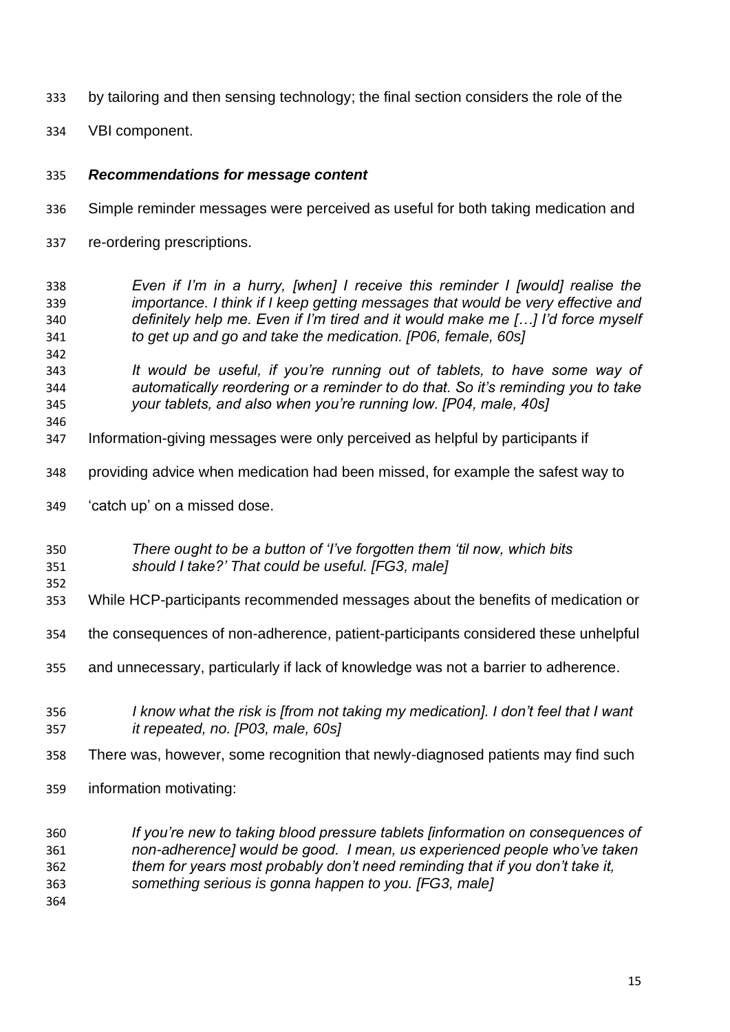by tailoring and then sensing technology; the final section considers the role of the VBI component.

### *Recommendations for message content*

Simple reminder messages were perceived as useful for both taking medication and re-ordering prescriptions.

> *Even if I'm in a hurry, [when] I receive this reminder I [would] realise the importance. I think if I keep getting messages that would be very effective and definitely help me. Even if I'm tired and it would make me […] I'd force myself to get up and go and take the medication. [P06, female, 60s]*

> *It would be useful, if you're running out of tablets, to have some way of automatically reordering or a reminder to do that. So it's reminding you to take your tablets, and also when you're running low. [P04, male, 40s]*

Information-giving messages were only perceived as helpful by participants if providing advice when medication had been missed, for example the safest way to 'catch up' on a missed dose.

> *There ought to be a button of 'I've forgotten them 'til now, which bits should I take?' That could be useful. [FG3, male]*

While HCP-participants recommended messages about the benefits of medication or the consequences of non-adherence, patient-participants considered these unhelpful and unnecessary, particularly if lack of knowledge was not a barrier to adherence.

> *I know what the risk is [from not taking my medication]. I don't feel that I want it repeated, no. [P03, male, 60s]*

There was, however, some recognition that newly-diagnosed patients may find such information motivating:

> *If you're new to taking blood pressure tablets [information on consequences of non-adherence] would be good. I mean, us experienced people who've taken them for years most probably don't need reminding that if you don't take it, something serious is gonna happen to you. [FG3, male]*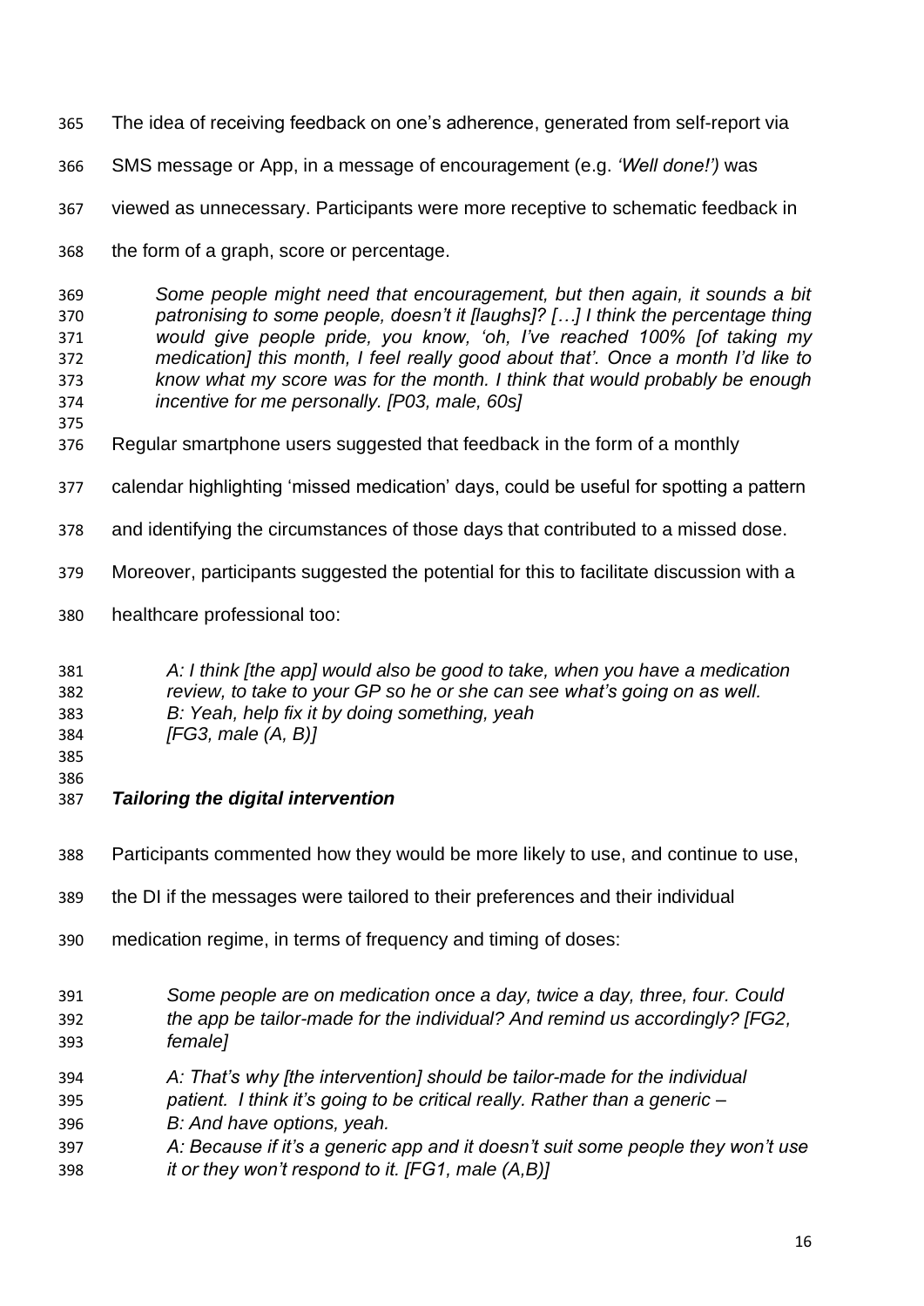The idea of receiving feedback on one's adherence, generated from self-report via SMS message or App, in a message of encouragement (e.g. *'Well done!')* was viewed as unnecessary. Participants were more receptive to schematic feedback in the form of a graph, score or percentage.

> *Some people might need that encouragement, but then again, it sounds a bit patronising to some people, doesn't it [laughs]? […] I think the percentage thing would give people pride, you know, 'oh, I've reached 100% [of taking my medication] this month, I feel really good about that'. Once a month I'd like to know what my score was for the month. I think that would probably be enough incentive for me personally. [P03, male, 60s]*

Regular smartphone users suggested that feedback in the form of a monthly calendar highlighting 'missed medication' days, could be useful for spotting a pattern and identifying the circumstances of those days that contributed to a missed dose. Moreover, participants suggested the potential for this to facilitate discussion with a healthcare professional too:

> *A: I think [the app] would also be good to take, when you have a medication review, to take to your GP so he or she can see what's going on as well.*
> *B: Yeah, help fix it by doing something, yeah*
> *[FG3, male (A, B)]*

### *Tailoring the digital intervention*

Participants commented how they would be more likely to use, and continue to use, the DI if the messages were tailored to their preferences and their individual medication regime, in terms of frequency and timing of doses:

> *Some people are on medication once a day, twice a day, three, four. Could the app be tailor-made for the individual? And remind us accordingly? [FG2, female]*

> *A: That's why [the intervention] should be tailor-made for the individual patient. I think it's going to be critical really. Rather than a generic –*
> *B: And have options, yeah.*
> *A: Because if it's a generic app and it doesn't suit some people they won't use it or they won't respond to it. [FG1, male (A,B)]*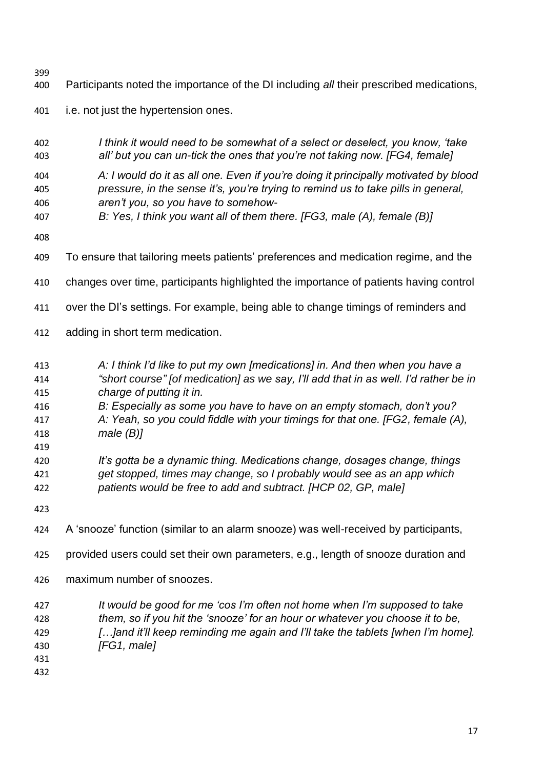Participants noted the importance of the DI including *all* their prescribed medications, i.e. not just the hypertension ones.

> *I think it would need to be somewhat of a select or deselect, you know, 'take all' but you can un-tick the ones that you're not taking now. [FG4, female]*

> *A: I would do it as all one. Even if you're doing it principally motivated by blood pressure, in the sense it's, you're trying to remind us to take pills in general, aren't you, so you have to somehow-*
> *B: Yes, I think you want all of them there. [FG3, male (A), female (B)]*

To ensure that tailoring meets patients' preferences and medication regime, and the changes over time, participants highlighted the importance of patients having control over the DI's settings. For example, being able to change timings of reminders and adding in short term medication.

> *A: I think I'd like to put my own [medications] in. And then when you have a "short course" [of medication] as we say, I'll add that in as well. I'd rather be in charge of putting it in.*
> *B: Especially as some you have to have on an empty stomach, don't you?*
> *A: Yeah, so you could fiddle with your timings for that one. [FG2, female (A), male (B)]*

> *It's gotta be a dynamic thing. Medications change, dosages change, things get stopped, times may change, so I probably would see as an app which patients would be free to add and subtract. [HCP 02, GP, male]*

A 'snooze' function (similar to an alarm snooze) was well-received by participants, provided users could set their own parameters, e.g., length of snooze duration and maximum number of snoozes.

> *It would be good for me 'cos I'm often not home when I'm supposed to take them, so if you hit the 'snooze' for an hour or whatever you choose it to be, […]and it'll keep reminding me again and I'll take the tablets [when I'm home]. [FG1, male]*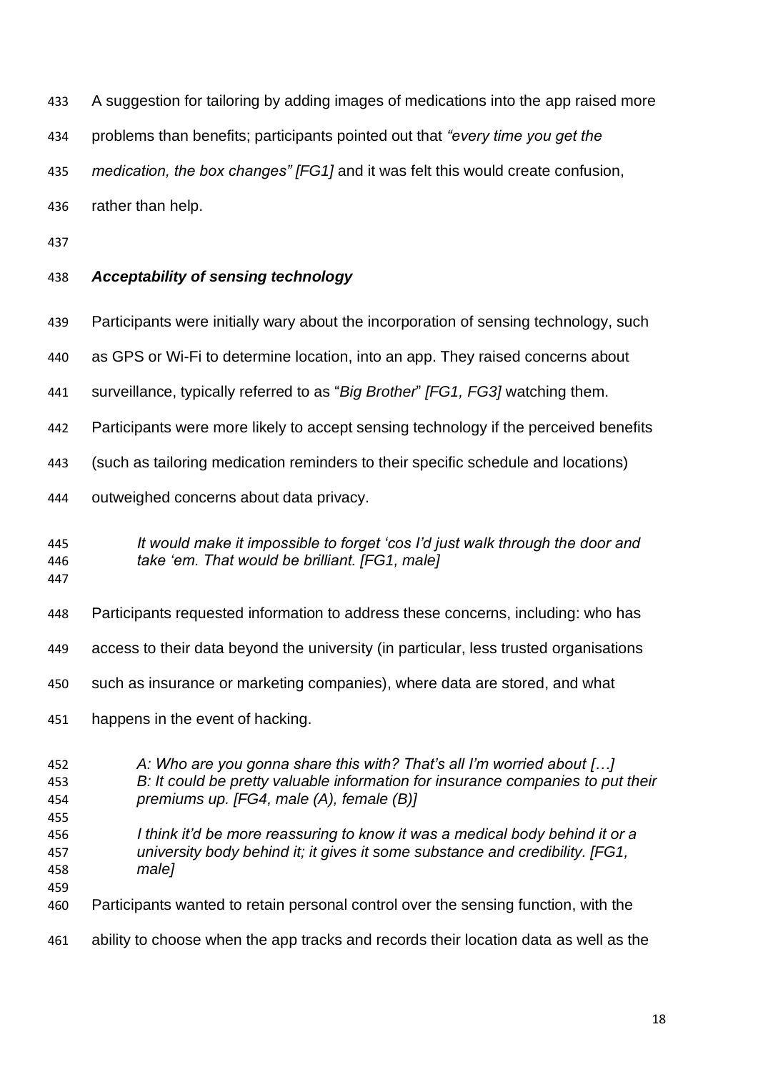A suggestion for tailoring by adding images of medications into the app raised more problems than benefits; participants pointed out that *"every time you get the medication, the box changes" [FG1]* and it was felt this would create confusion, rather than help.

### *Acceptability of sensing technology*

Participants were initially wary about the incorporation of sensing technology, such as GPS or Wi-Fi to determine location, into an app. They raised concerns about surveillance, typically referred to as "*Big Brother*" *[FG1, FG3]* watching them. Participants were more likely to accept sensing technology if the perceived benefits (such as tailoring medication reminders to their specific schedule and locations) outweighed concerns about data privacy.

> *It would make it impossible to forget 'cos I'd just walk through the door and take 'em. That would be brilliant. [FG1, male]*

Participants requested information to address these concerns, including: who has access to their data beyond the university (in particular, less trusted organisations such as insurance or marketing companies), where data are stored, and what happens in the event of hacking.

> *A: Who are you gonna share this with? That's all I'm worried about […]*
> *B: It could be pretty valuable information for insurance companies to put their premiums up. [FG4, male (A), female (B)]*

> *I think it'd be more reassuring to know it was a medical body behind it or a university body behind it; it gives it some substance and credibility. [FG1, male]*

Participants wanted to retain personal control over the sensing function, with the ability to choose when the app tracks and records their location data as well as the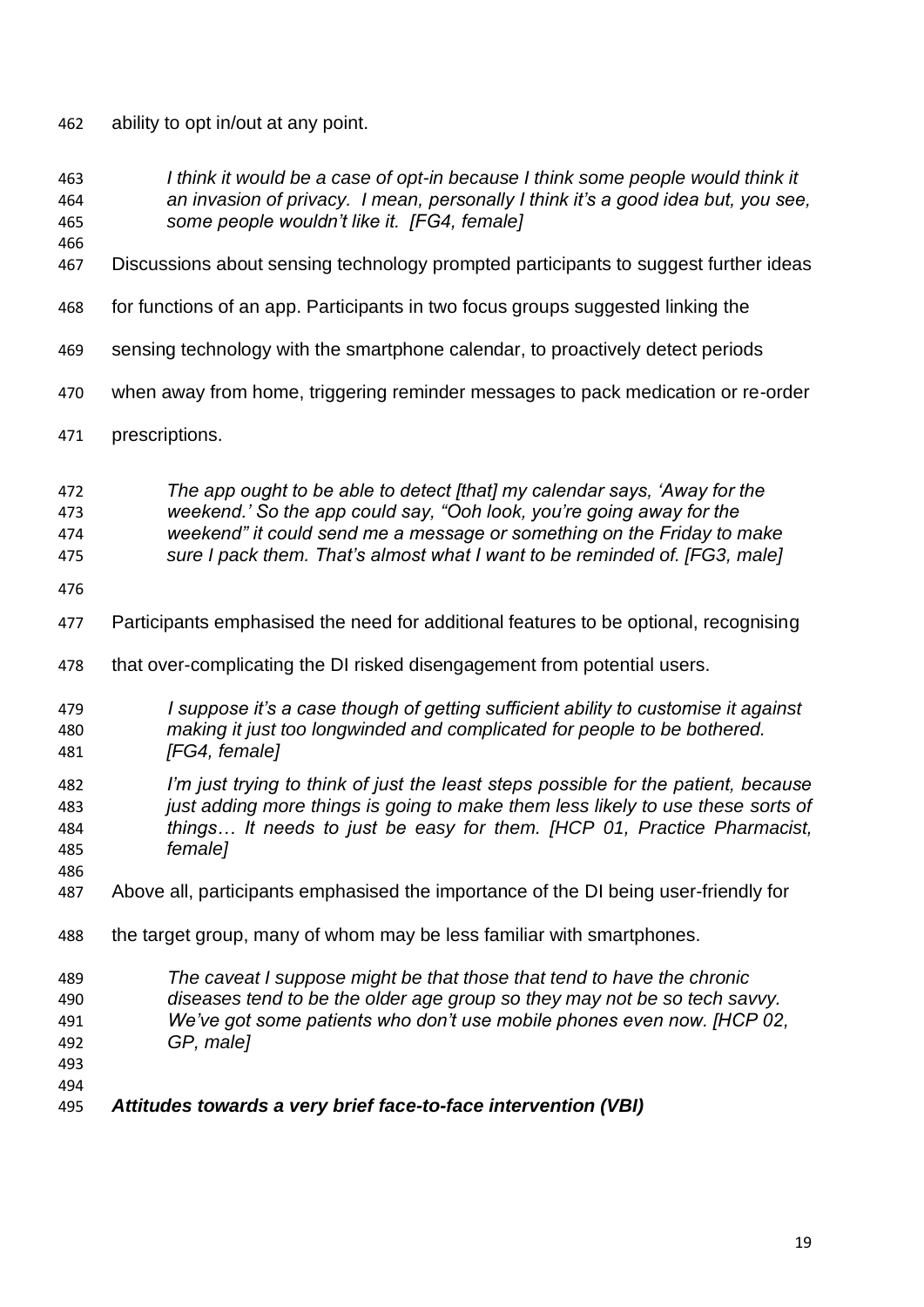ability to opt in/out at any point.

> *I think it would be a case of opt-in because I think some people would think it an invasion of privacy. I mean, personally I think it's a good idea but, you see, some people wouldn't like it. [FG4, female]*

Discussions about sensing technology prompted participants to suggest further ideas for functions of an app. Participants in two focus groups suggested linking the sensing technology with the smartphone calendar, to proactively detect periods when away from home, triggering reminder messages to pack medication or re-order prescriptions.

> *The app ought to be able to detect [that] my calendar says, 'Away for the weekend.' So the app could say, "Ooh look, you're going away for the weekend" it could send me a message or something on the Friday to make sure I pack them. That's almost what I want to be reminded of. [FG3, male]*

Participants emphasised the need for additional features to be optional, recognising that over-complicating the DI risked disengagement from potential users.

> *I suppose it's a case though of getting sufficient ability to customise it against making it just too longwinded and complicated for people to be bothered. [FG4, female]*

> *I'm just trying to think of just the least steps possible for the patient, because just adding more things is going to make them less likely to use these sorts of things… It needs to just be easy for them. [HCP 01, Practice Pharmacist, female]*

Above all, participants emphasised the importance of the DI being user-friendly for the target group, many of whom may be less familiar with smartphones.

> *The caveat I suppose might be that those that tend to have the chronic diseases tend to be the older age group so they may not be so tech savvy. We've got some patients who don't use mobile phones even now. [HCP 02, GP, male]*

***Attitudes towards a very brief face-to-face intervention (VBI)***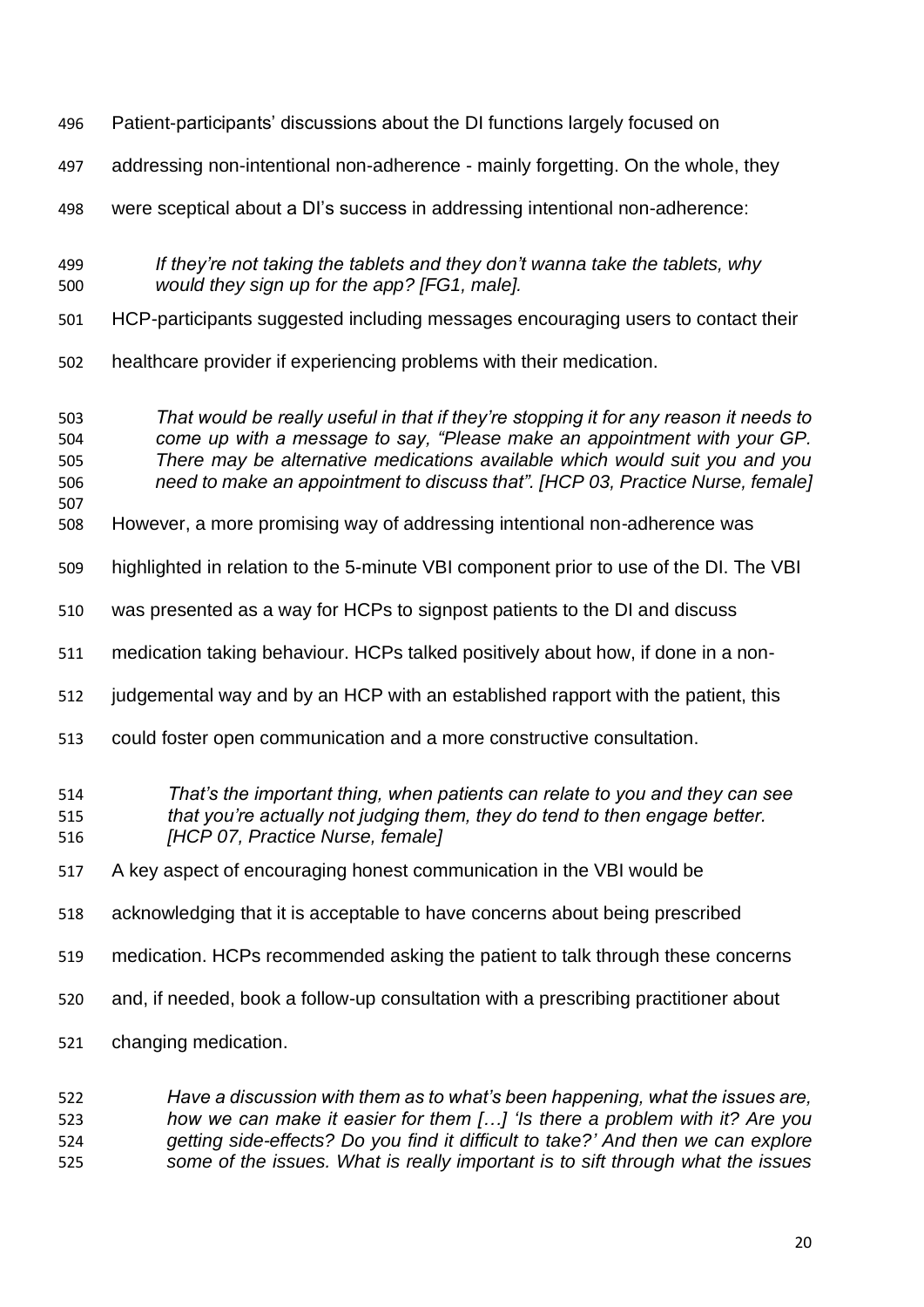Patient-participants' discussions about the DI functions largely focused on addressing non-intentional non-adherence - mainly forgetting. On the whole, they were sceptical about a DI's success in addressing intentional non-adherence:

> *If they're not taking the tablets and they don't wanna take the tablets, why would they sign up for the app? [FG1, male].*

HCP-participants suggested including messages encouraging users to contact their healthcare provider if experiencing problems with their medication.

> *That would be really useful in that if they're stopping it for any reason it needs to come up with a message to say, "Please make an appointment with your GP. There may be alternative medications available which would suit you and you need to make an appointment to discuss that". [HCP 03, Practice Nurse, female]*

However, a more promising way of addressing intentional non-adherence was highlighted in relation to the 5-minute VBI component prior to use of the DI. The VBI was presented as a way for HCPs to signpost patients to the DI and discuss medication taking behaviour. HCPs talked positively about how, if done in a non-judgemental way and by an HCP with an established rapport with the patient, this could foster open communication and a more constructive consultation.

> *That's the important thing, when patients can relate to you and they can see that you're actually not judging them, they do tend to then engage better. [HCP 07, Practice Nurse, female]*

A key aspect of encouraging honest communication in the VBI would be acknowledging that it is acceptable to have concerns about being prescribed medication. HCPs recommended asking the patient to talk through these concerns and, if needed, book a follow-up consultation with a prescribing practitioner about changing medication.

> *Have a discussion with them as to what's been happening, what the issues are, how we can make it easier for them […] 'Is there a problem with it? Are you getting side-effects? Do you find it difficult to take?' And then we can explore some of the issues. What is really important is to sift through what the issues*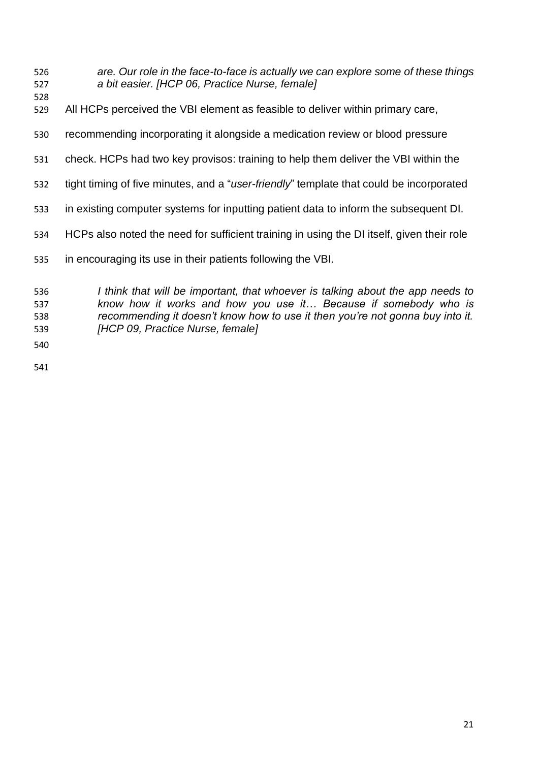*are. Our role in the face-to-face is actually we can explore some of these things a bit easier. [HCP 06, Practice Nurse, female]*

All HCPs perceived the VBI element as feasible to deliver within primary care, recommending incorporating it alongside a medication review or blood pressure check. HCPs had two key provisos: training to help them deliver the VBI within the tight timing of five minutes, and a "*user-friendly*" template that could be incorporated in existing computer systems for inputting patient data to inform the subsequent DI. HCPs also noted the need for sufficient training in using the DI itself, given their role in encouraging its use in their patients following the VBI.

*I think that will be important, that whoever is talking about the app needs to know how it works and how you use it… Because if somebody who is recommending it doesn't know how to use it then you're not gonna buy into it. [HCP 09, Practice Nurse, female]*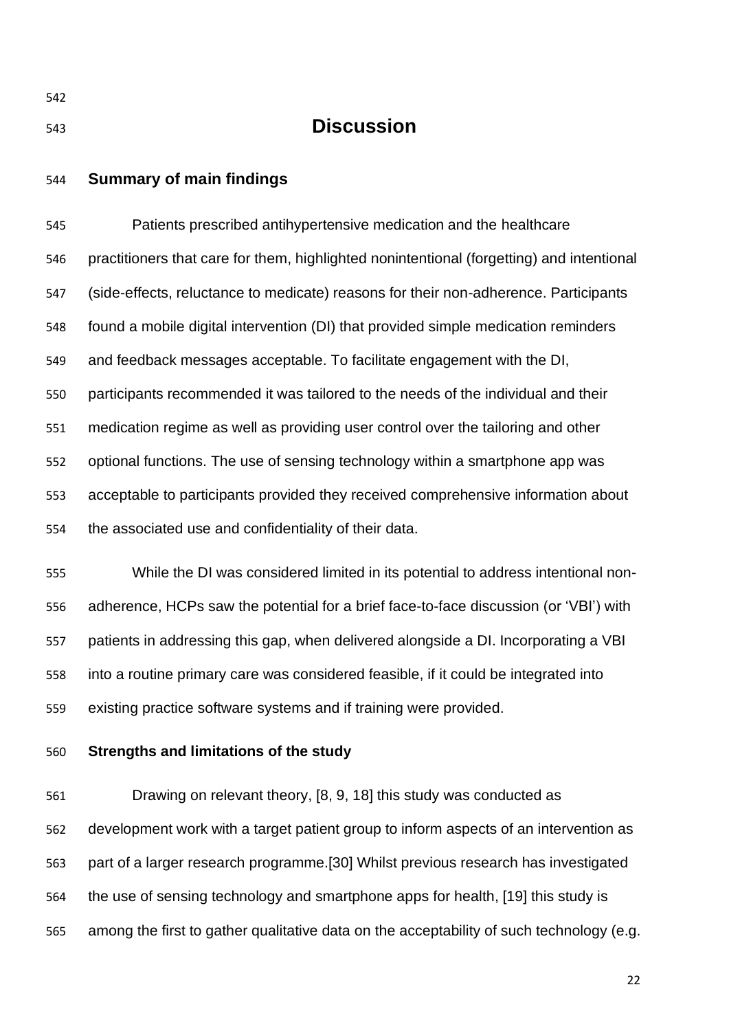# Discussion

## Summary of main findings

Patients prescribed antihypertensive medication and the healthcare practitioners that care for them, highlighted nonintentional (forgetting) and intentional (side-effects, reluctance to medicate) reasons for their non-adherence. Participants found a mobile digital intervention (DI) that provided simple medication reminders and feedback messages acceptable. To facilitate engagement with the DI, participants recommended it was tailored to the needs of the individual and their medication regime as well as providing user control over the tailoring and other optional functions. The use of sensing technology within a smartphone app was acceptable to participants provided they received comprehensive information about the associated use and confidentiality of their data.

While the DI was considered limited in its potential to address intentional non-adherence, HCPs saw the potential for a brief face-to-face discussion (or 'VBI') with patients in addressing this gap, when delivered alongside a DI. Incorporating a VBI into a routine primary care was considered feasible, if it could be integrated into existing practice software systems and if training were provided.

## Strengths and limitations of the study

Drawing on relevant theory, [8, 9, 18] this study was conducted as development work with a target patient group to inform aspects of an intervention as part of a larger research programme.[30] Whilst previous research has investigated the use of sensing technology and smartphone apps for health, [19] this study is among the first to gather qualitative data on the acceptability of such technology (e.g.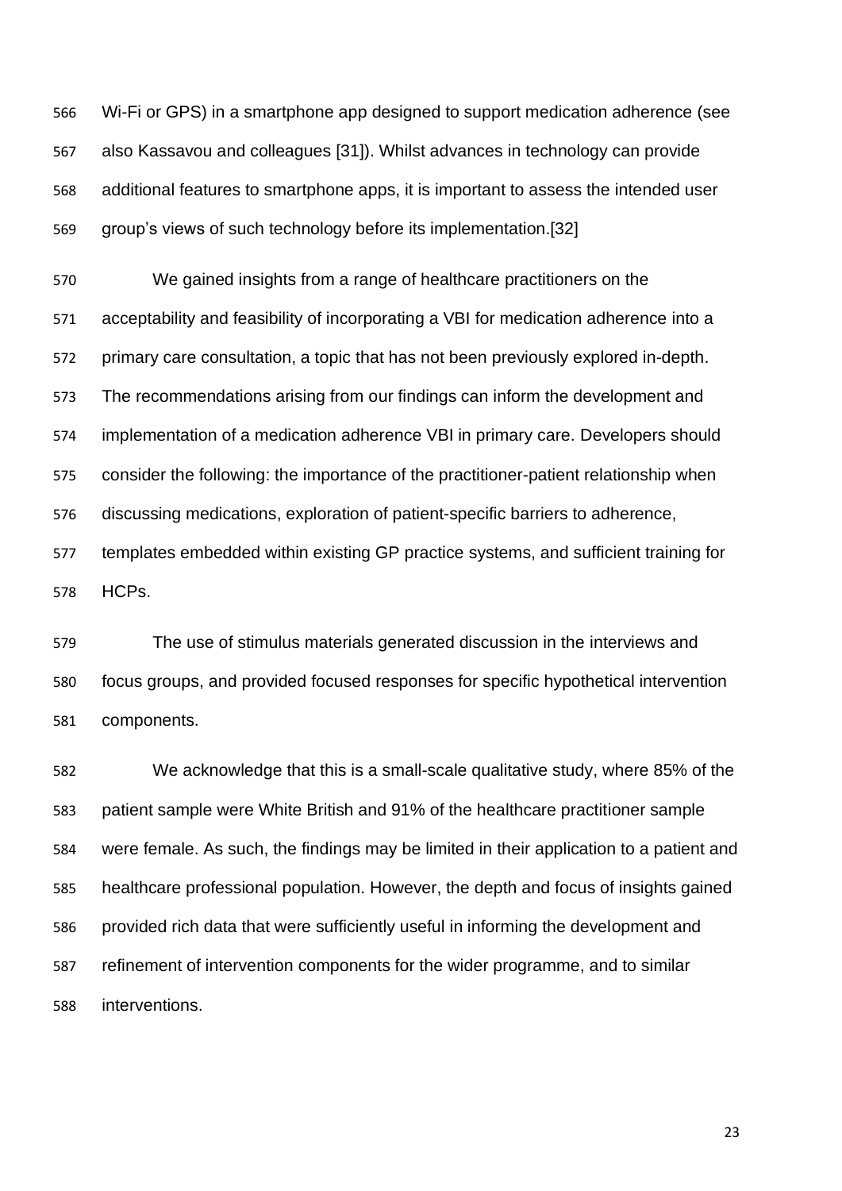Wi-Fi or GPS) in a smartphone app designed to support medication adherence (see also Kassavou and colleagues [31]). Whilst advances in technology can provide additional features to smartphone apps, it is important to assess the intended user group's views of such technology before its implementation.[32]

We gained insights from a range of healthcare practitioners on the acceptability and feasibility of incorporating a VBI for medication adherence into a primary care consultation, a topic that has not been previously explored in-depth. The recommendations arising from our findings can inform the development and implementation of a medication adherence VBI in primary care. Developers should consider the following: the importance of the practitioner-patient relationship when discussing medications, exploration of patient-specific barriers to adherence, templates embedded within existing GP practice systems, and sufficient training for HCPs.

The use of stimulus materials generated discussion in the interviews and focus groups, and provided focused responses for specific hypothetical intervention components.

We acknowledge that this is a small-scale qualitative study, where 85% of the patient sample were White British and 91% of the healthcare practitioner sample were female. As such, the findings may be limited in their application to a patient and healthcare professional population. However, the depth and focus of insights gained provided rich data that were sufficiently useful in informing the development and refinement of intervention components for the wider programme, and to similar interventions.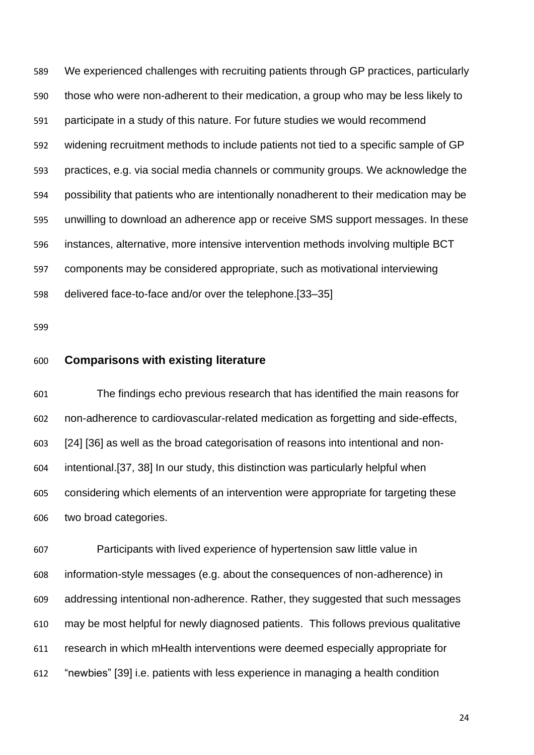We experienced challenges with recruiting patients through GP practices, particularly those who were non-adherent to their medication, a group who may be less likely to participate in a study of this nature. For future studies we would recommend widening recruitment methods to include patients not tied to a specific sample of GP practices, e.g. via social media channels or community groups. We acknowledge the possibility that patients who are intentionally nonadherent to their medication may be unwilling to download an adherence app or receive SMS support messages. In these instances, alternative, more intensive intervention methods involving multiple BCT components may be considered appropriate, such as motivational interviewing delivered face-to-face and/or over the telephone.[33–35]

## Comparisons with existing literature

The findings echo previous research that has identified the main reasons for non-adherence to cardiovascular-related medication as forgetting and side-effects,[24] [36] as well as the broad categorisation of reasons into intentional and non-intentional.[37, 38] In our study, this distinction was particularly helpful when considering which elements of an intervention were appropriate for targeting these two broad categories.

Participants with lived experience of hypertension saw little value in information-style messages (e.g. about the consequences of non-adherence) in addressing intentional non-adherence. Rather, they suggested that such messages may be most helpful for newly diagnosed patients. This follows previous qualitative research in which mHealth interventions were deemed especially appropriate for "newbies" [39] i.e. patients with less experience in managing a health condition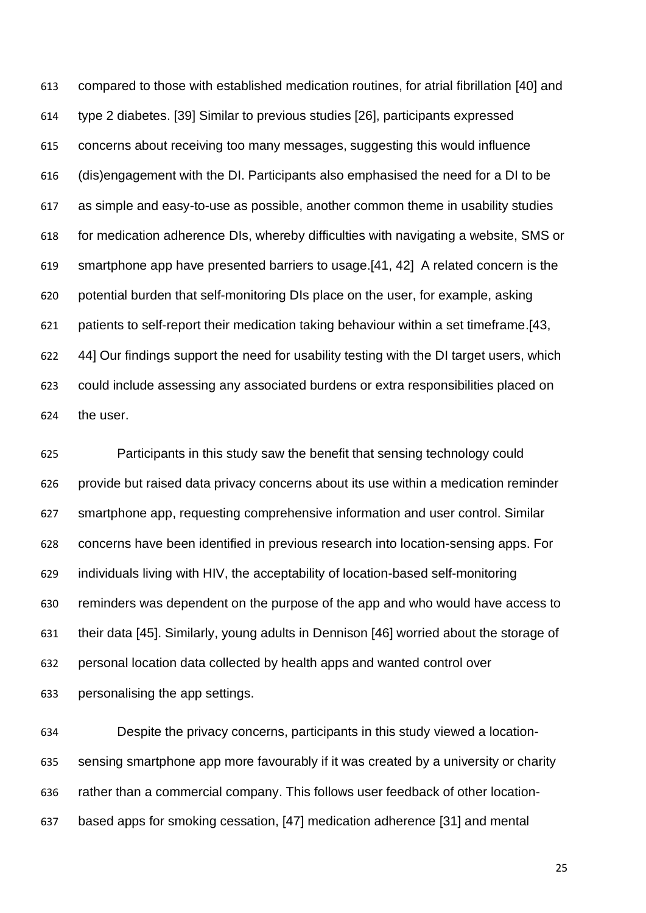compared to those with established medication routines, for atrial fibrillation [40] and type 2 diabetes. [39] Similar to previous studies [26], participants expressed concerns about receiving too many messages, suggesting this would influence (dis)engagement with the DI. Participants also emphasised the need for a DI to be as simple and easy-to-use as possible, another common theme in usability studies for medication adherence DIs, whereby difficulties with navigating a website, SMS or smartphone app have presented barriers to usage.[41, 42] A related concern is the potential burden that self-monitoring DIs place on the user, for example, asking patients to self-report their medication taking behaviour within a set timeframe.[43, 44] Our findings support the need for usability testing with the DI target users, which could include assessing any associated burdens or extra responsibilities placed on the user.

Participants in this study saw the benefit that sensing technology could provide but raised data privacy concerns about its use within a medication reminder smartphone app, requesting comprehensive information and user control. Similar concerns have been identified in previous research into location-sensing apps. For individuals living with HIV, the acceptability of location-based self-monitoring reminders was dependent on the purpose of the app and who would have access to their data [45]. Similarly, young adults in Dennison [46] worried about the storage of personal location data collected by health apps and wanted control over personalising the app settings.

Despite the privacy concerns, participants in this study viewed a location-sensing smartphone app more favourably if it was created by a university or charity rather than a commercial company. This follows user feedback of other location-based apps for smoking cessation, [47] medication adherence [31] and mental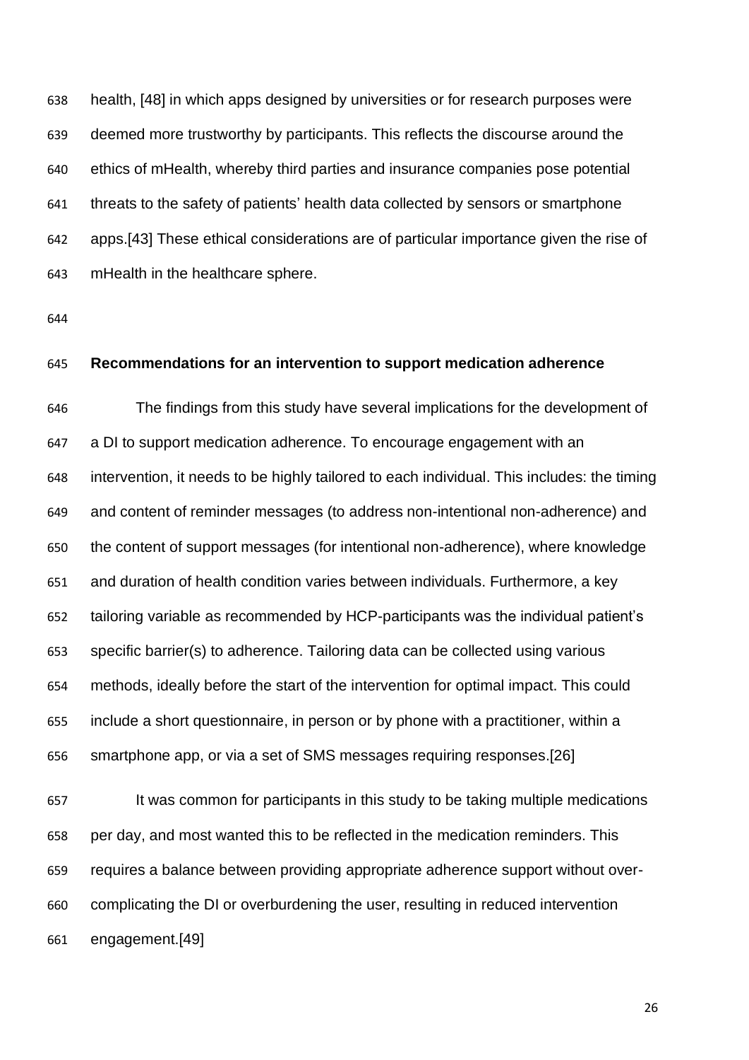health, [48] in which apps designed by universities or for research purposes were deemed more trustworthy by participants. This reflects the discourse around the ethics of mHealth, whereby third parties and insurance companies pose potential threats to the safety of patients' health data collected by sensors or smartphone apps.[43] These ethical considerations are of particular importance given the rise of mHealth in the healthcare sphere.

**Recommendations for an intervention to support medication adherence**

The findings from this study have several implications for the development of a DI to support medication adherence. To encourage engagement with an intervention, it needs to be highly tailored to each individual. This includes: the timing and content of reminder messages (to address non-intentional non-adherence) and the content of support messages (for intentional non-adherence), where knowledge and duration of health condition varies between individuals. Furthermore, a key tailoring variable as recommended by HCP-participants was the individual patient's specific barrier(s) to adherence. Tailoring data can be collected using various methods, ideally before the start of the intervention for optimal impact. This could include a short questionnaire, in person or by phone with a practitioner, within a smartphone app, or via a set of SMS messages requiring responses.[26]

It was common for participants in this study to be taking multiple medications per day, and most wanted this to be reflected in the medication reminders. This requires a balance between providing appropriate adherence support without over-complicating the DI or overburdening the user, resulting in reduced intervention engagement.[49]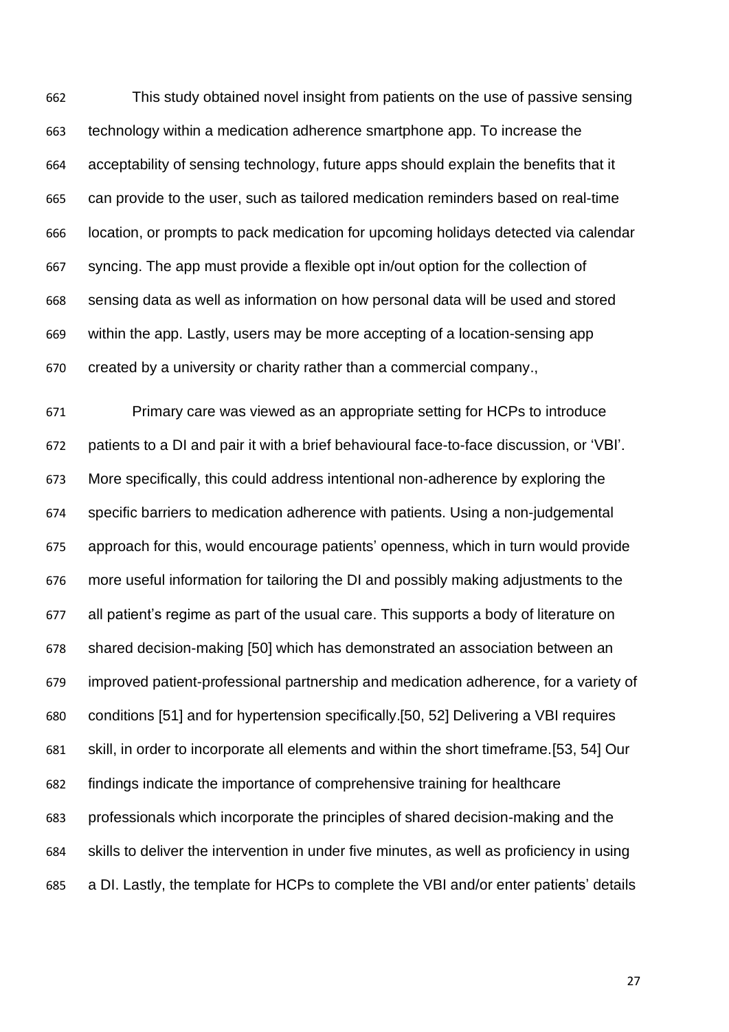This study obtained novel insight from patients on the use of passive sensing technology within a medication adherence smartphone app. To increase the acceptability of sensing technology, future apps should explain the benefits that it can provide to the user, such as tailored medication reminders based on real-time location, or prompts to pack medication for upcoming holidays detected via calendar syncing. The app must provide a flexible opt in/out option for the collection of sensing data as well as information on how personal data will be used and stored within the app. Lastly, users may be more accepting of a location-sensing app created by a university or charity rather than a commercial company.,

Primary care was viewed as an appropriate setting for HCPs to introduce patients to a DI and pair it with a brief behavioural face-to-face discussion, or 'VBI'. More specifically, this could address intentional non-adherence by exploring the specific barriers to medication adherence with patients. Using a non-judgemental approach for this, would encourage patients' openness, which in turn would provide more useful information for tailoring the DI and possibly making adjustments to the all patient's regime as part of the usual care. This supports a body of literature on shared decision-making [50] which has demonstrated an association between an improved patient-professional partnership and medication adherence, for a variety of conditions [51] and for hypertension specifically.[50, 52] Delivering a VBI requires skill, in order to incorporate all elements and within the short timeframe.[53, 54] Our findings indicate the importance of comprehensive training for healthcare professionals which incorporate the principles of shared decision-making and the skills to deliver the intervention in under five minutes, as well as proficiency in using a DI. Lastly, the template for HCPs to complete the VBI and/or enter patients' details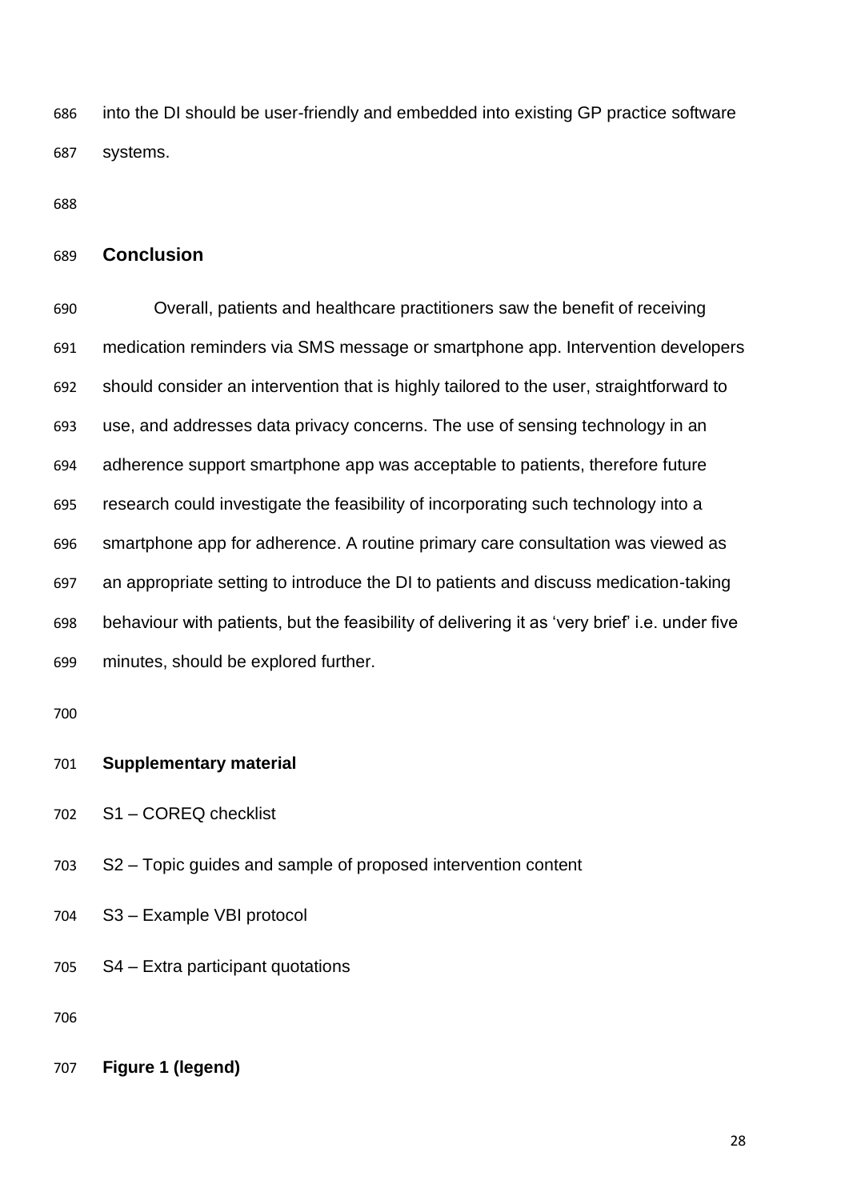into the DI should be user-friendly and embedded into existing GP practice software systems.

## Conclusion

Overall, patients and healthcare practitioners saw the benefit of receiving medication reminders via SMS message or smartphone app. Intervention developers should consider an intervention that is highly tailored to the user, straightforward to use, and addresses data privacy concerns. The use of sensing technology in an adherence support smartphone app was acceptable to patients, therefore future research could investigate the feasibility of incorporating such technology into a smartphone app for adherence. A routine primary care consultation was viewed as an appropriate setting to introduce the DI to patients and discuss medication-taking behaviour with patients, but the feasibility of delivering it as 'very brief' i.e. under five minutes, should be explored further.

## Supplementary material

S1 – COREQ checklist

S2 – Topic guides and sample of proposed intervention content

S3 – Example VBI protocol

S4 – Extra participant quotations

**Figure 1 (legend)**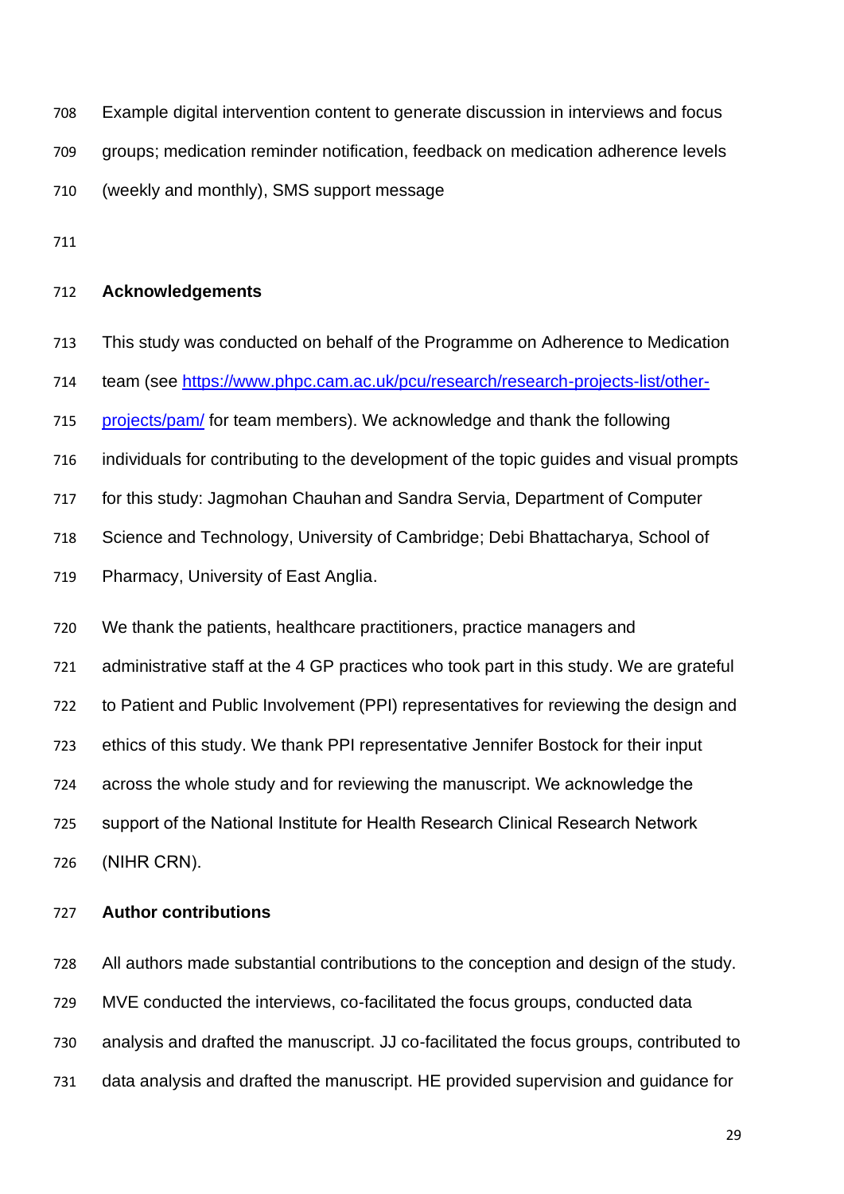Example digital intervention content to generate discussion in interviews and focus groups; medication reminder notification, feedback on medication adherence levels (weekly and monthly), SMS support message

## Acknowledgements

This study was conducted on behalf of the Programme on Adherence to Medication team (see [https://www.phpc.cam.ac.uk/pcu/research/research-projects-list/other-projects/pam/](https://www.phpc.cam.ac.uk/pcu/research/research-projects-list/other-projects/pam/) for team members). We acknowledge and thank the following individuals for contributing to the development of the topic guides and visual prompts for this study: Jagmohan Chauhan and Sandra Servia, Department of Computer Science and Technology, University of Cambridge; Debi Bhattacharya, School of Pharmacy, University of East Anglia.

We thank the patients, healthcare practitioners, practice managers and administrative staff at the 4 GP practices who took part in this study. We are grateful to Patient and Public Involvement (PPI) representatives for reviewing the design and ethics of this study. We thank PPI representative Jennifer Bostock for their input across the whole study and for reviewing the manuscript. We acknowledge the support of the National Institute for Health Research Clinical Research Network (NIHR CRN).

## Author contributions

All authors made substantial contributions to the conception and design of the study. MVE conducted the interviews, co-facilitated the focus groups, conducted data analysis and drafted the manuscript. JJ co-facilitated the focus groups, contributed to data analysis and drafted the manuscript. HE provided supervision and guidance for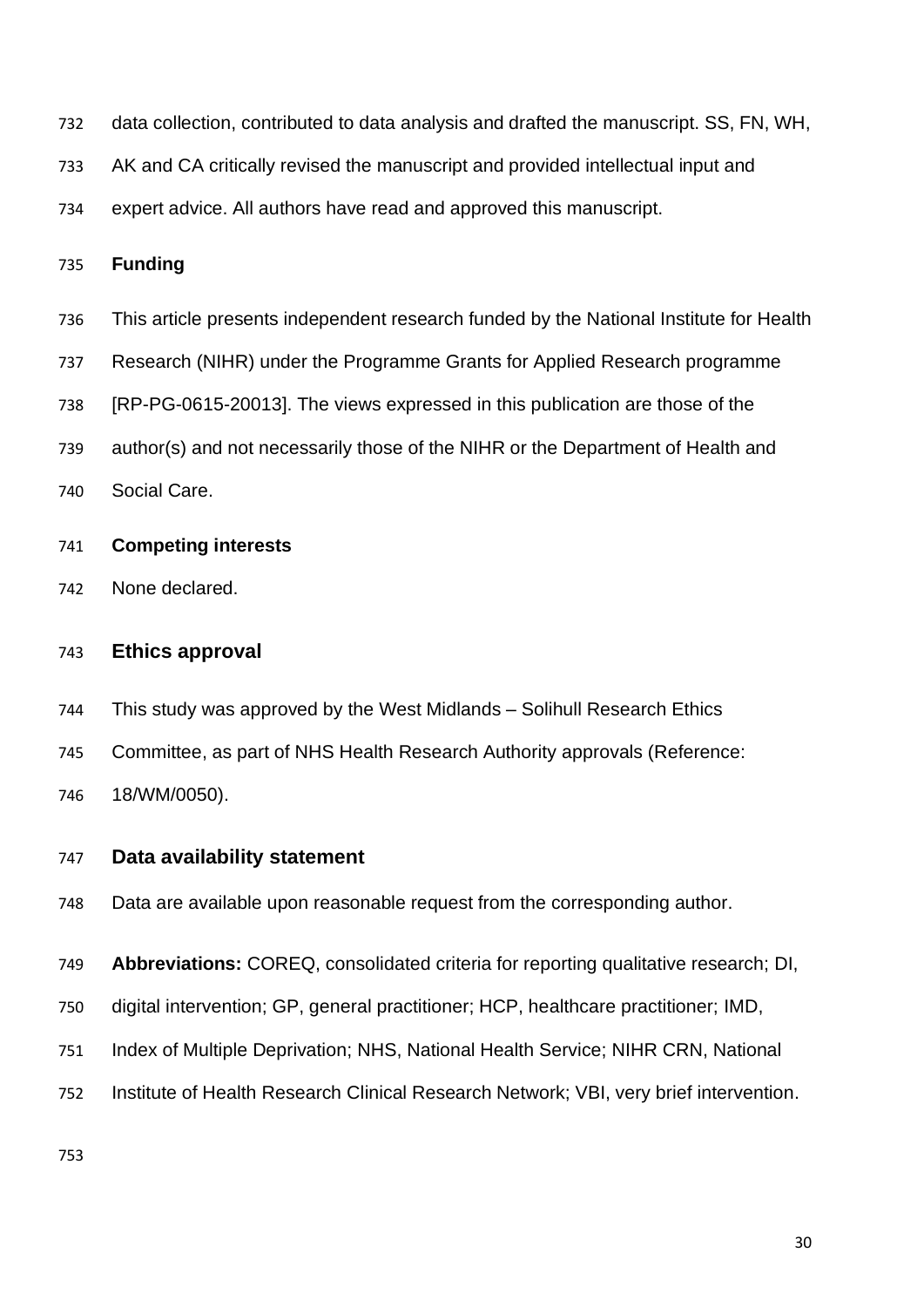data collection, contributed to data analysis and drafted the manuscript. SS, FN, WH, AK and CA critically revised the manuscript and provided intellectual input and expert advice. All authors have read and approved this manuscript.

**Funding**

This article presents independent research funded by the National Institute for Health Research (NIHR) under the Programme Grants for Applied Research programme [RP-PG-0615-20013]. The views expressed in this publication are those of the author(s) and not necessarily those of the NIHR or the Department of Health and Social Care.

**Competing interests**

None declared.

## Ethics approval

This study was approved by the West Midlands – Solihull Research Ethics Committee, as part of NHS Health Research Authority approvals (Reference: 18/WM/0050).

## Data availability statement

Data are available upon reasonable request from the corresponding author.

**Abbreviations:** COREQ, consolidated criteria for reporting qualitative research; DI, digital intervention; GP, general practitioner; HCP, healthcare practitioner; IMD, Index of Multiple Deprivation; NHS, National Health Service; NIHR CRN, National Institute of Health Research Clinical Research Network; VBI, very brief intervention.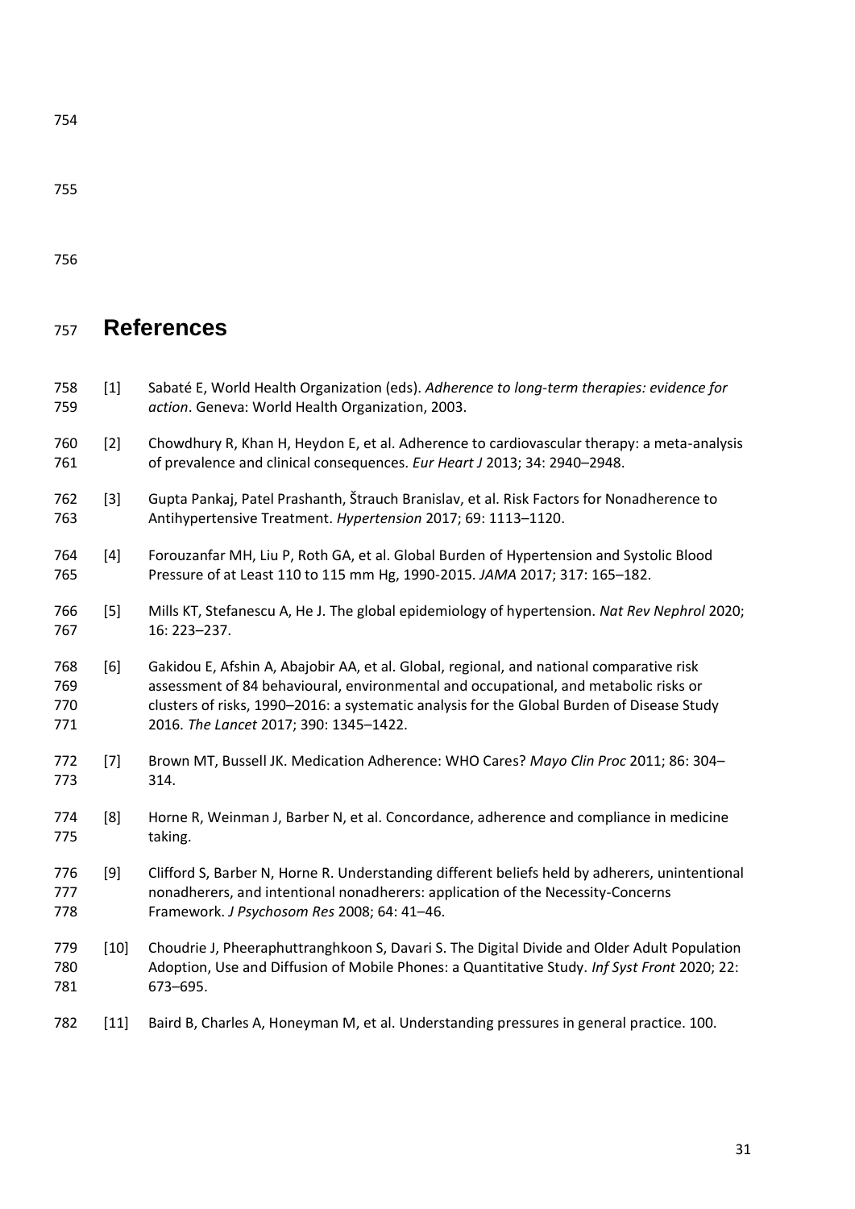# References

[1] Sabaté E, World Health Organization (eds). *Adherence to long-term therapies: evidence for action*. Geneva: World Health Organization, 2003.

[2] Chowdhury R, Khan H, Heydon E, et al. Adherence to cardiovascular therapy: a meta-analysis of prevalence and clinical consequences. *Eur Heart J* 2013; 34: 2940–2948.

[3] Gupta Pankaj, Patel Prashanth, Štrauch Branislav, et al. Risk Factors for Nonadherence to Antihypertensive Treatment. *Hypertension* 2017; 69: 1113–1120.

[4] Forouzanfar MH, Liu P, Roth GA, et al. Global Burden of Hypertension and Systolic Blood Pressure of at Least 110 to 115 mm Hg, 1990-2015. *JAMA* 2017; 317: 165–182.

[5] Mills KT, Stefanescu A, He J. The global epidemiology of hypertension. *Nat Rev Nephrol* 2020; 16: 223–237.

[6] Gakidou E, Afshin A, Abajobir AA, et al. Global, regional, and national comparative risk assessment of 84 behavioural, environmental and occupational, and metabolic risks or clusters of risks, 1990–2016: a systematic analysis for the Global Burden of Disease Study 2016. *The Lancet* 2017; 390: 1345–1422.

[7] Brown MT, Bussell JK. Medication Adherence: WHO Cares? *Mayo Clin Proc* 2011; 86: 304–314.

[8] Horne R, Weinman J, Barber N, et al. Concordance, adherence and compliance in medicine taking.

[9] Clifford S, Barber N, Horne R. Understanding different beliefs held by adherers, unintentional nonadherers, and intentional nonadherers: application of the Necessity-Concerns Framework. *J Psychosom Res* 2008; 64: 41–46.

[10] Choudrie J, Pheeraphuttranghkoon S, Davari S. The Digital Divide and Older Adult Population Adoption, Use and Diffusion of Mobile Phones: a Quantitative Study. *Inf Syst Front* 2020; 22: 673–695.

[11] Baird B, Charles A, Honeyman M, et al. Understanding pressures in general practice. 100.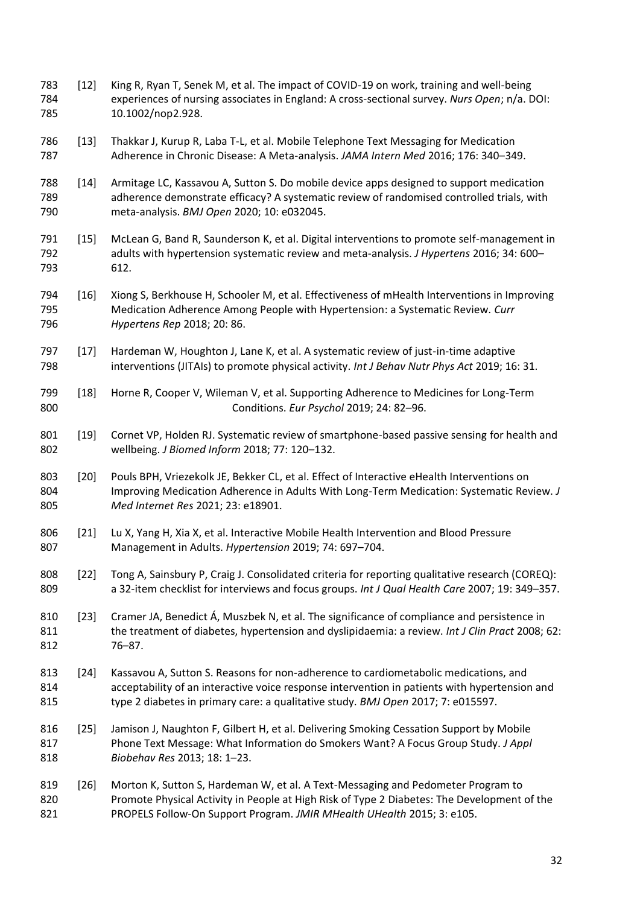[12] King R, Ryan T, Senek M, et al. The impact of COVID-19 on work, training and well-being experiences of nursing associates in England: A cross-sectional survey. *Nurs Open*; n/a. DOI: 10.1002/nop2.928.

[13] Thakkar J, Kurup R, Laba T-L, et al. Mobile Telephone Text Messaging for Medication Adherence in Chronic Disease: A Meta-analysis. *JAMA Intern Med* 2016; 176: 340–349.

[14] Armitage LC, Kassavou A, Sutton S. Do mobile device apps designed to support medication adherence demonstrate efficacy? A systematic review of randomised controlled trials, with meta-analysis. *BMJ Open* 2020; 10: e032045.

[15] McLean G, Band R, Saunderson K, et al. Digital interventions to promote self-management in adults with hypertension systematic review and meta-analysis. *J Hypertens* 2016; 34: 600–612.

[16] Xiong S, Berkhouse H, Schooler M, et al. Effectiveness of mHealth Interventions in Improving Medication Adherence Among People with Hypertension: a Systematic Review. *Curr Hypertens Rep* 2018; 20: 86.

[17] Hardeman W, Houghton J, Lane K, et al. A systematic review of just-in-time adaptive interventions (JITAIs) to promote physical activity. *Int J Behav Nutr Phys Act* 2019; 16: 31.

[18] Horne R, Cooper V, Wileman V, et al. Supporting Adherence to Medicines for Long-Term Conditions. *Eur Psychol* 2019; 24: 82–96.

[19] Cornet VP, Holden RJ. Systematic review of smartphone-based passive sensing for health and wellbeing. *J Biomed Inform* 2018; 77: 120–132.

[20] Pouls BPH, Vriezekolk JE, Bekker CL, et al. Effect of Interactive eHealth Interventions on Improving Medication Adherence in Adults With Long-Term Medication: Systematic Review. *J Med Internet Res* 2021; 23: e18901.

[21] Lu X, Yang H, Xia X, et al. Interactive Mobile Health Intervention and Blood Pressure Management in Adults. *Hypertension* 2019; 74: 697–704.

[22] Tong A, Sainsbury P, Craig J. Consolidated criteria for reporting qualitative research (COREQ): a 32-item checklist for interviews and focus groups. *Int J Qual Health Care* 2007; 19: 349–357.

[23] Cramer JA, Benedict Á, Muszbek N, et al. The significance of compliance and persistence in the treatment of diabetes, hypertension and dyslipidaemia: a review. *Int J Clin Pract* 2008; 62: 76–87.

[24] Kassavou A, Sutton S. Reasons for non-adherence to cardiometabolic medications, and acceptability of an interactive voice response intervention in patients with hypertension and type 2 diabetes in primary care: a qualitative study. *BMJ Open* 2017; 7: e015597.

[25] Jamison J, Naughton F, Gilbert H, et al. Delivering Smoking Cessation Support by Mobile Phone Text Message: What Information do Smokers Want? A Focus Group Study. *J Appl Biobehav Res* 2013; 18: 1–23.

[26] Morton K, Sutton S, Hardeman W, et al. A Text-Messaging and Pedometer Program to Promote Physical Activity in People at High Risk of Type 2 Diabetes: The Development of the PROPELS Follow-On Support Program. *JMIR MHealth UHealth* 2015; 3: e105.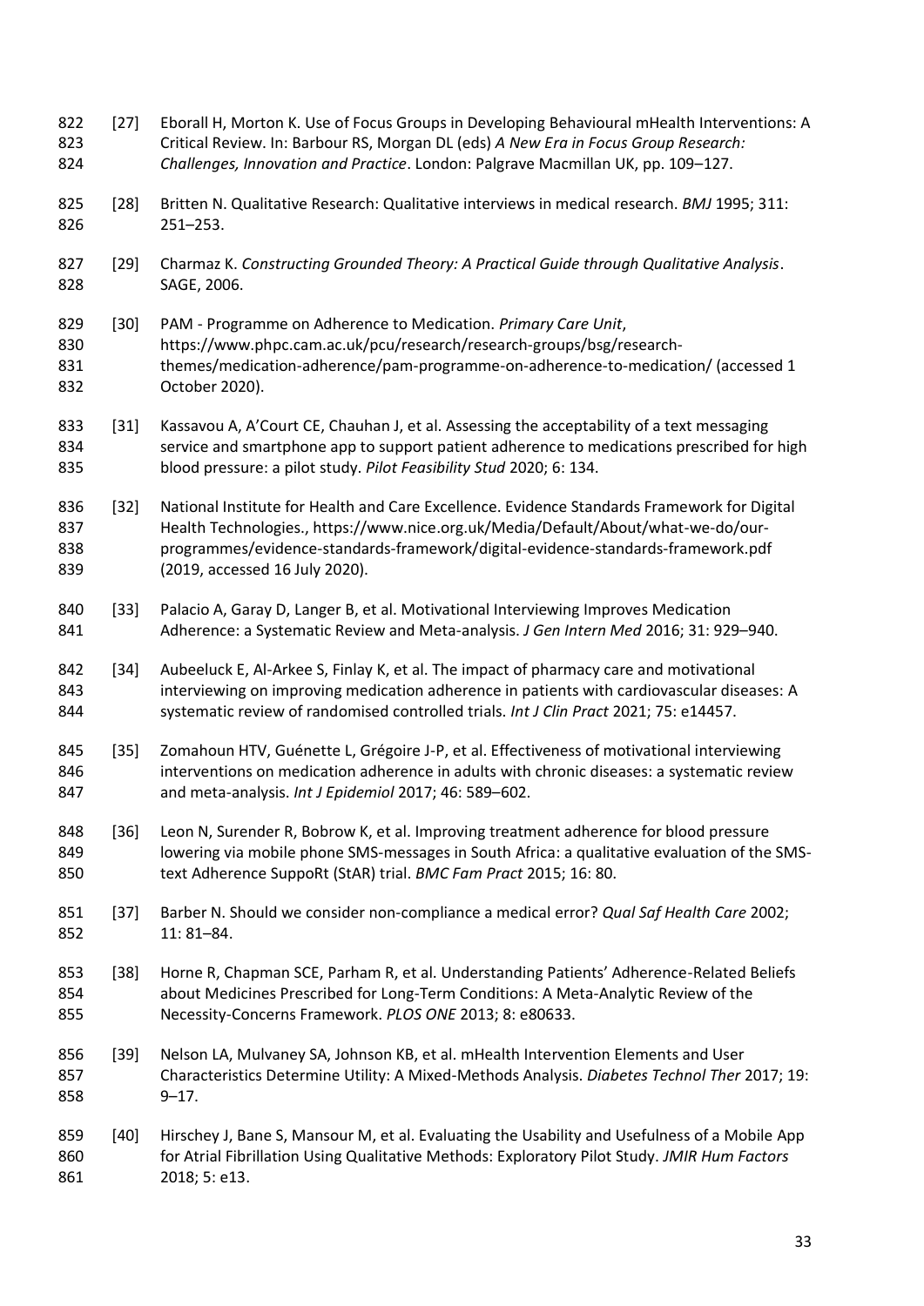[27] Eborall H, Morton K. Use of Focus Groups in Developing Behavioural mHealth Interventions: A Critical Review. In: Barbour RS, Morgan DL (eds) *A New Era in Focus Group Research: Challenges, Innovation and Practice*. London: Palgrave Macmillan UK, pp. 109–127.

[28] Britten N. Qualitative Research: Qualitative interviews in medical research. *BMJ* 1995; 311: 251–253.

[29] Charmaz K. *Constructing Grounded Theory: A Practical Guide through Qualitative Analysis*. SAGE, 2006.

[30] PAM - Programme on Adherence to Medication. *Primary Care Unit*, https://www.phpc.cam.ac.uk/pcu/research/research-groups/bsg/research-themes/medication-adherence/pam-programme-on-adherence-to-medication/ (accessed 1 October 2020).

[31] Kassavou A, A'Court CE, Chauhan J, et al. Assessing the acceptability of a text messaging service and smartphone app to support patient adherence to medications prescribed for high blood pressure: a pilot study. *Pilot Feasibility Stud* 2020; 6: 134.

[32] National Institute for Health and Care Excellence. Evidence Standards Framework for Digital Health Technologies., https://www.nice.org.uk/Media/Default/About/what-we-do/our-programmes/evidence-standards-framework/digital-evidence-standards-framework.pdf (2019, accessed 16 July 2020).

[33] Palacio A, Garay D, Langer B, et al. Motivational Interviewing Improves Medication Adherence: a Systematic Review and Meta-analysis. *J Gen Intern Med* 2016; 31: 929–940.

[34] Aubeeluck E, Al-Arkee S, Finlay K, et al. The impact of pharmacy care and motivational interviewing on improving medication adherence in patients with cardiovascular diseases: A systematic review of randomised controlled trials. *Int J Clin Pract* 2021; 75: e14457.

[35] Zomahoun HTV, Guénette L, Grégoire J-P, et al. Effectiveness of motivational interviewing interventions on medication adherence in adults with chronic diseases: a systematic review and meta-analysis. *Int J Epidemiol* 2017; 46: 589–602.

[36] Leon N, Surender R, Bobrow K, et al. Improving treatment adherence for blood pressure lowering via mobile phone SMS-messages in South Africa: a qualitative evaluation of the SMS-text Adherence SuppoRt (StAR) trial. *BMC Fam Pract* 2015; 16: 80.

[37] Barber N. Should we consider non-compliance a medical error? *Qual Saf Health Care* 2002; 11: 81–84.

[38] Horne R, Chapman SCE, Parham R, et al. Understanding Patients' Adherence-Related Beliefs about Medicines Prescribed for Long-Term Conditions: A Meta-Analytic Review of the Necessity-Concerns Framework. *PLOS ONE* 2013; 8: e80633.

[39] Nelson LA, Mulvaney SA, Johnson KB, et al. mHealth Intervention Elements and User Characteristics Determine Utility: A Mixed-Methods Analysis. *Diabetes Technol Ther* 2017; 19: 9–17.

[40] Hirschey J, Bane S, Mansour M, et al. Evaluating the Usability and Usefulness of a Mobile App for Atrial Fibrillation Using Qualitative Methods: Exploratory Pilot Study. *JMIR Hum Factors* 2018; 5: e13.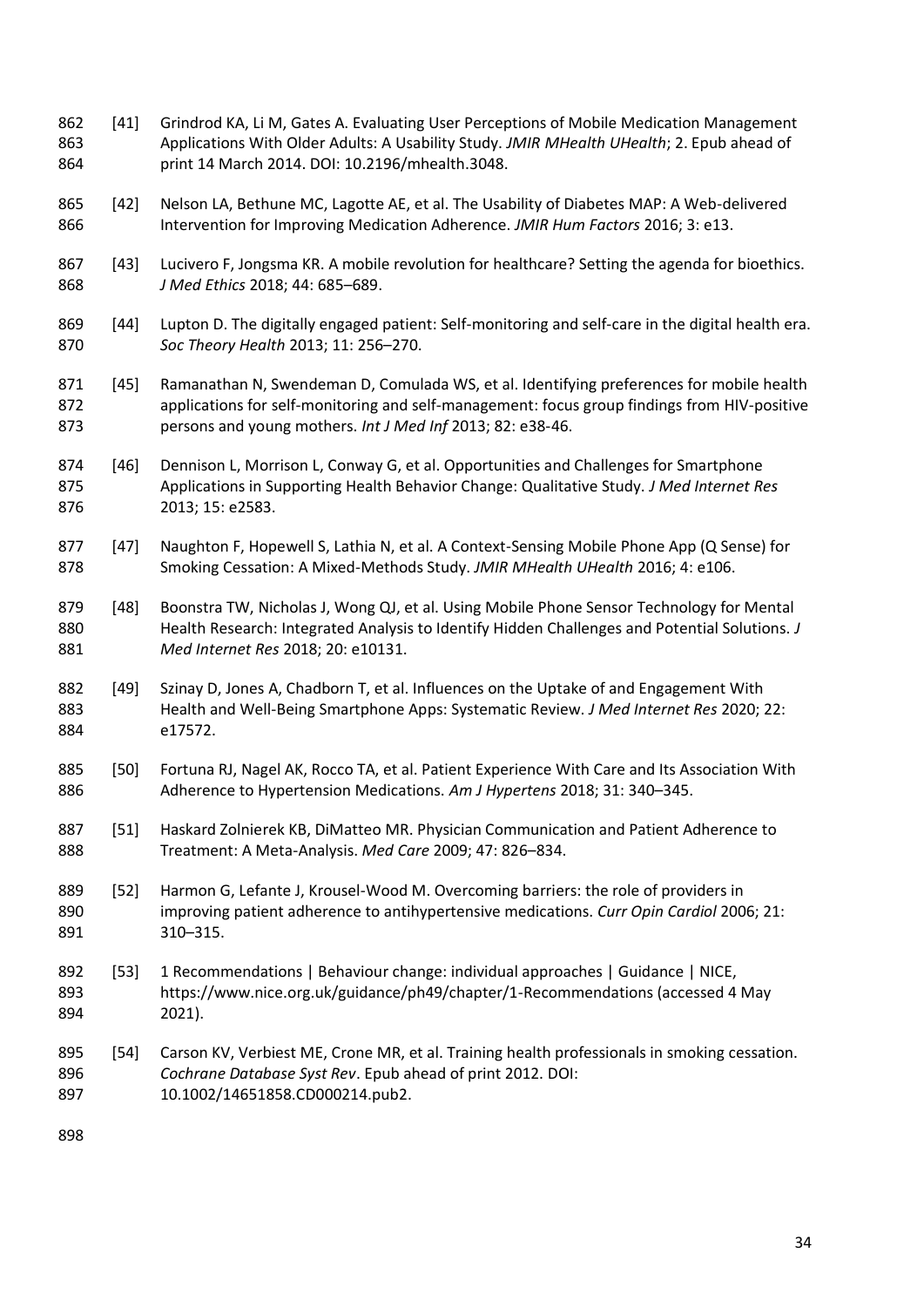[41] Grindrod KA, Li M, Gates A. Evaluating User Perceptions of Mobile Medication Management Applications With Older Adults: A Usability Study. *JMIR MHealth UHealth*; 2. Epub ahead of print 14 March 2014. DOI: 10.2196/mhealth.3048.

[42] Nelson LA, Bethune MC, Lagotte AE, et al. The Usability of Diabetes MAP: A Web-delivered Intervention for Improving Medication Adherence. *JMIR Hum Factors* 2016; 3: e13.

[43] Lucivero F, Jongsma KR. A mobile revolution for healthcare? Setting the agenda for bioethics. *J Med Ethics* 2018; 44: 685–689.

[44] Lupton D. The digitally engaged patient: Self-monitoring and self-care in the digital health era. *Soc Theory Health* 2013; 11: 256–270.

[45] Ramanathan N, Swendeman D, Comulada WS, et al. Identifying preferences for mobile health applications for self-monitoring and self-management: focus group findings from HIV-positive persons and young mothers. *Int J Med Inf* 2013; 82: e38-46.

[46] Dennison L, Morrison L, Conway G, et al. Opportunities and Challenges for Smartphone Applications in Supporting Health Behavior Change: Qualitative Study. *J Med Internet Res* 2013; 15: e2583.

[47] Naughton F, Hopewell S, Lathia N, et al. A Context-Sensing Mobile Phone App (Q Sense) for Smoking Cessation: A Mixed-Methods Study. *JMIR MHealth UHealth* 2016; 4: e106.

[48] Boonstra TW, Nicholas J, Wong QJ, et al. Using Mobile Phone Sensor Technology for Mental Health Research: Integrated Analysis to Identify Hidden Challenges and Potential Solutions. *J Med Internet Res* 2018; 20: e10131.

[49] Szinay D, Jones A, Chadborn T, et al. Influences on the Uptake of and Engagement With Health and Well-Being Smartphone Apps: Systematic Review. *J Med Internet Res* 2020; 22: e17572.

[50] Fortuna RJ, Nagel AK, Rocco TA, et al. Patient Experience With Care and Its Association With Adherence to Hypertension Medications. *Am J Hypertens* 2018; 31: 340–345.

[51] Haskard Zolnierek KB, DiMatteo MR. Physician Communication and Patient Adherence to Treatment: A Meta-Analysis. *Med Care* 2009; 47: 826–834.

[52] Harmon G, Lefante J, Krousel-Wood M. Overcoming barriers: the role of providers in improving patient adherence to antihypertensive medications. *Curr Opin Cardiol* 2006; 21: 310–315.

[53] 1 Recommendations | Behaviour change: individual approaches | Guidance | NICE, https://www.nice.org.uk/guidance/ph49/chapter/1-Recommendations (accessed 4 May 2021).

[54] Carson KV, Verbiest ME, Crone MR, et al. Training health professionals in smoking cessation. *Cochrane Database Syst Rev*. Epub ahead of print 2012. DOI: 10.1002/14651858.CD000214.pub2.